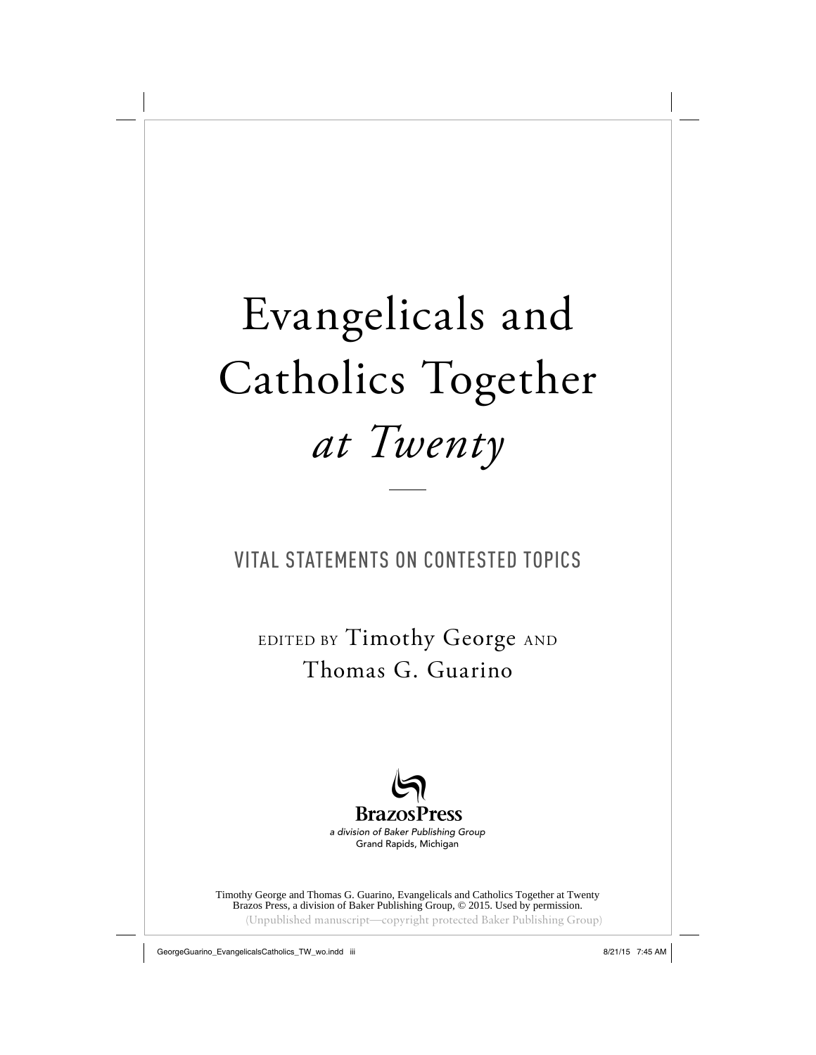# Evangelicals and Catholics Together *at Twenty*

VITAL STATEMENTS ON CONTESTED TOPICS

EDITED BY Timothy George AND Thomas G. Guarino

BrazosPress

*a division of Baker Publishing Group*
Grand Rapids, Michigan

Timothy George and Thomas G. Guarino, Evangelicals and Catholics Together at Twenty
Brazos Press, a division of Baker Publishing Group, © 2015. Used by permission.
(Unpublished manuscript—copyright protected Baker Publishing Group)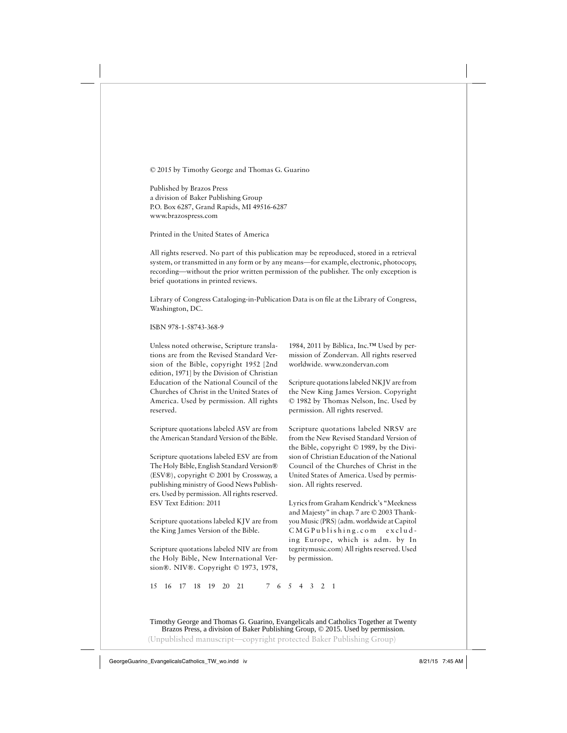© 2015 by Timothy George and Thomas G. Guarino

Published by Brazos Press
a division of Baker Publishing Group
P.O. Box 6287, Grand Rapids, MI 49516-6287
www.brazospress.com

Printed in the United States of America

All rights reserved. No part of this publication may be reproduced, stored in a retrieval system, or transmitted in any form or by any means—for example, electronic, photocopy, recording—without the prior written permission of the publisher. The only exception is brief quotations in printed reviews.

Library of Congress Cataloging-in-Publication Data is on file at the Library of Congress, Washington, DC.

ISBN 978-1-58743-368-9

Unless noted otherwise, Scripture translations are from the Revised Standard Version of the Bible, copyright 1952 [2nd edition, 1971] by the Division of Christian Education of the National Council of the Churches of Christ in the United States of America. Used by permission. All rights reserved.

Scripture quotations labeled ASV are from the American Standard Version of the Bible.

Scripture quotations labeled ESV are from The Holy Bible, English Standard Version® (ESV®), copyright © 2001 by Crossway, a publishing ministry of Good News Publishers. Used by permission. All rights reserved. ESV Text Edition: 2011

Scripture quotations labeled KJV are from the King James Version of the Bible.

Scripture quotations labeled NIV are from the Holy Bible, New International Version®. NIV®. Copyright © 1973, 1978, 1984, 2011 by Biblica, Inc.™ Used by permission of Zondervan. All rights reserved worldwide. www.zondervan.com

Scripture quotations labeled NKJV are from the New King James Version. Copyright © 1982 by Thomas Nelson, Inc. Used by permission. All rights reserved.

Scripture quotations labeled NRSV are from the New Revised Standard Version of the Bible, copyright © 1989, by the Division of Christian Education of the National Council of the Churches of Christ in the United States of America. Used by permission. All rights reserved.

Lyrics from Graham Kendrick's "Meekness and Majesty" in chap. 7 are © 2003 Thankyou Music (PRS) (adm. worldwide at Capitol CMGPublishing.com excluding Europe, which is adm. by Integritymusic.com) All rights reserved. Used by permission.

15 16 17 18 19 20 21 7 6 5 4 3 2 1

Timothy George and Thomas G. Guarino, Evangelicals and Catholics Together at Twenty
Brazos Press, a division of Baker Publishing Group, © 2015. Used by permission.

(Unpublished manuscript—copyright protected Baker Publishing Group)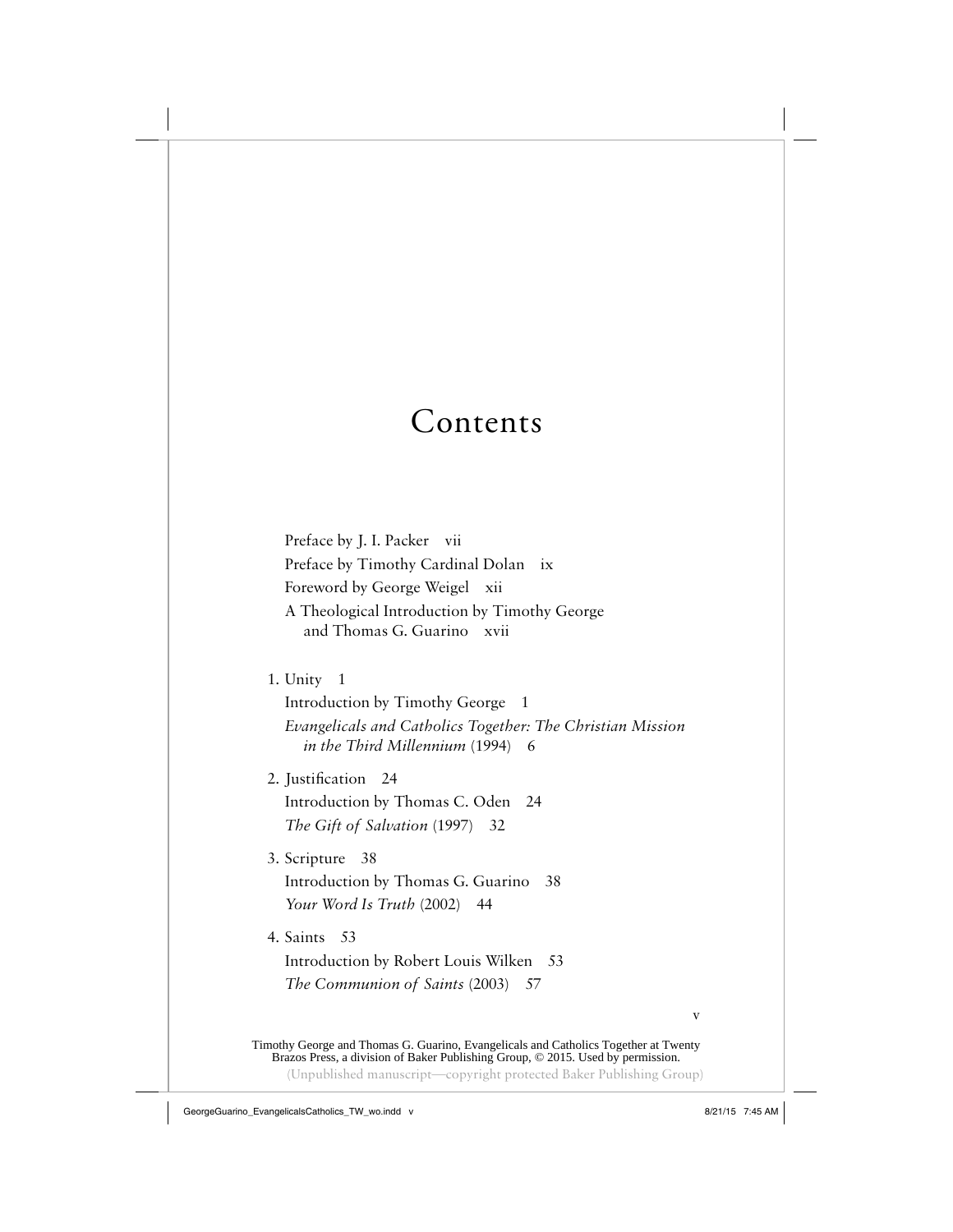# Contents

Preface by J. I. Packer vii

Preface by Timothy Cardinal Dolan ix

Foreword by George Weigel xii

A Theological Introduction by Timothy George and Thomas G. Guarino xvii

1. Unity 1

   Introduction by Timothy George 1

   *Evangelicals and Catholics Together: The Christian Mission in the Third Millennium* (1994) 6

2. Justification 24

   Introduction by Thomas C. Oden 24

   *The Gift of Salvation* (1997) 32

3. Scripture 38

   Introduction by Thomas G. Guarino 38

   *Your Word Is Truth* (2002) 44

4. Saints 53

   Introduction by Robert Louis Wilken 53

   *The Communion of Saints* (2003) 57

Timothy George and Thomas G. Guarino, Evangelicals and Catholics Together at Twenty
Brazos Press, a division of Baker Publishing Group, © 2015. Used by permission.
(Unpublished manuscript—copyright protected Baker Publishing Group)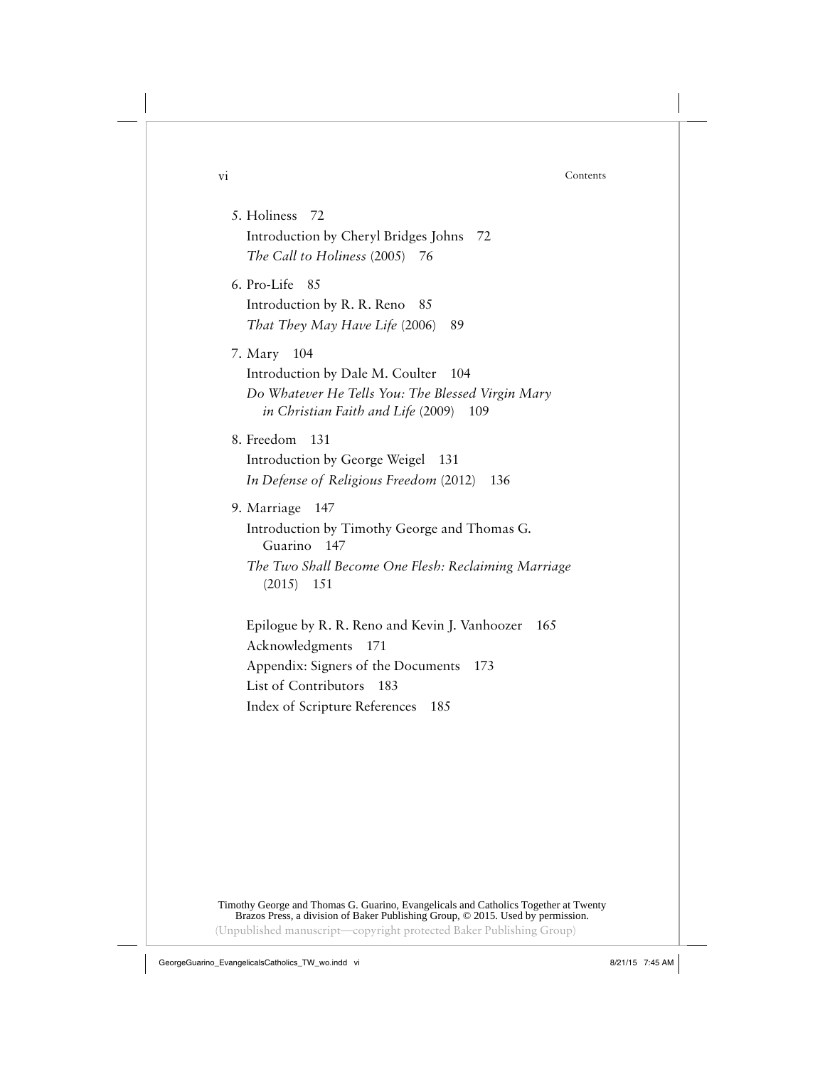5. Holiness 72

   Introduction by Cheryl Bridges Johns 72

   *The Call to Holiness* (2005) 76

6. Pro-Life 85

   Introduction by R. R. Reno 85

   *That They May Have Life* (2006) 89

7. Mary 104

   Introduction by Dale M. Coulter 104

   *Do Whatever He Tells You: The Blessed Virgin Mary in Christian Faith and Life* (2009) 109

8. Freedom 131

   Introduction by George Weigel 131

   *In Defense of Religious Freedom* (2012) 136

9. Marriage 147

   Introduction by Timothy George and Thomas G. Guarino 147

   *The Two Shall Become One Flesh: Reclaiming Marriage* (2015) 151

Epilogue by R. R. Reno and Kevin J. Vanhoozer 165

Acknowledgments 171

Appendix: Signers of the Documents 173

List of Contributors 183

Index of Scripture References 185

Timothy George and Thomas G. Guarino, Evangelicals and Catholics Together at Twenty
Brazos Press, a division of Baker Publishing Group, © 2015. Used by permission.
(Unpublished manuscript—copyright protected Baker Publishing Group)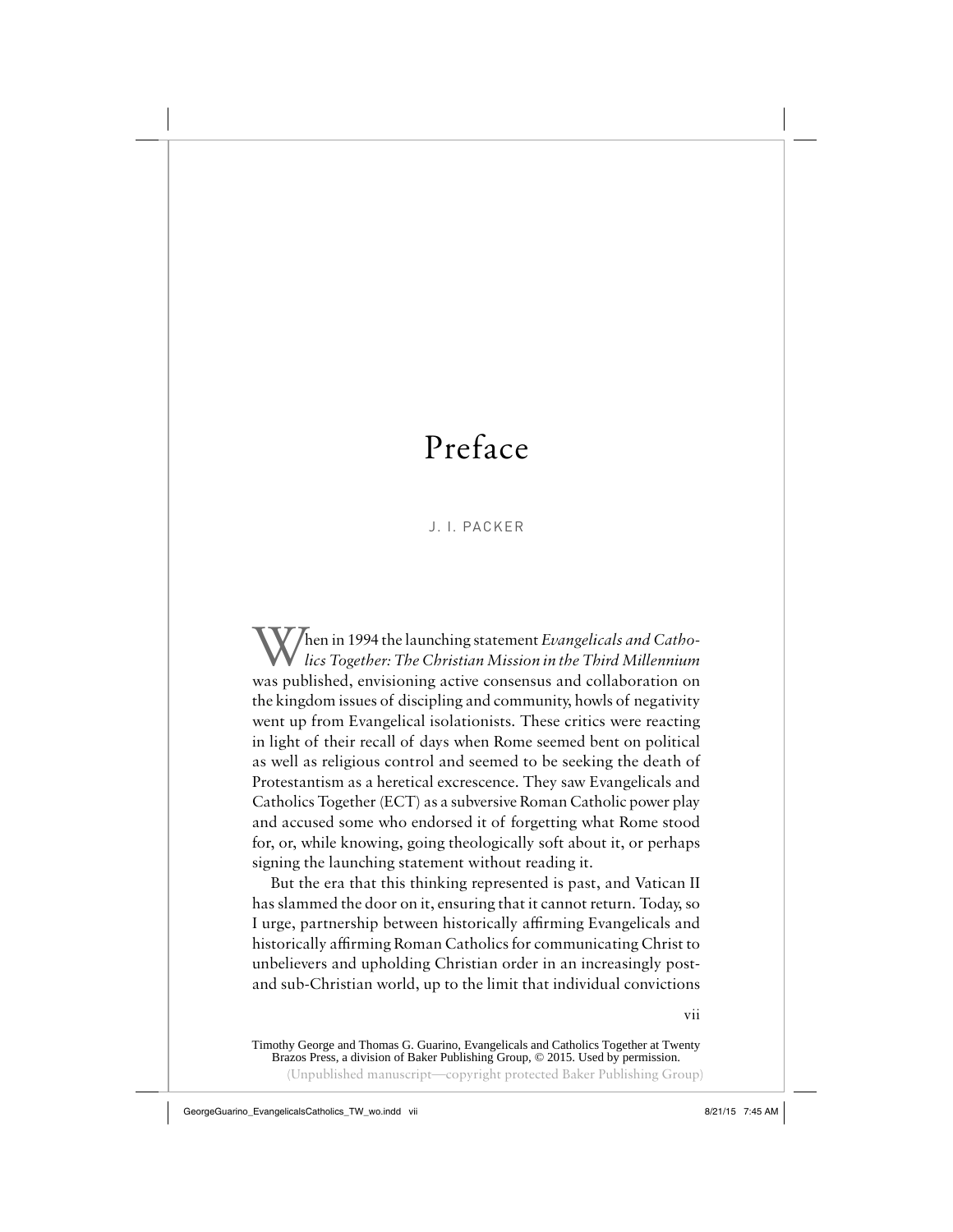# Preface

J. I. PACKER

When in 1994 the launching statement *Evangelicals and Catholics Together: The Christian Mission in the Third Millennium* was published, envisioning active consensus and collaboration on the kingdom issues of discipling and community, howls of negativity went up from Evangelical isolationists. These critics were reacting in light of their recall of days when Rome seemed bent on political as well as religious control and seemed to be seeking the death of Protestantism as a heretical excrescence. They saw Evangelicals and Catholics Together (ECT) as a subversive Roman Catholic power play and accused some who endorsed it of forgetting what Rome stood for, or, while knowing, going theologically soft about it, or perhaps signing the launching statement without reading it.

But the era that this thinking represented is past, and Vatican II has slammed the door on it, ensuring that it cannot return. Today, so I urge, partnership between historically affirming Evangelicals and historically affirming Roman Catholics for communicating Christ to unbelievers and upholding Christian order in an increasingly post- and sub-Christian world, up to the limit that individual convictions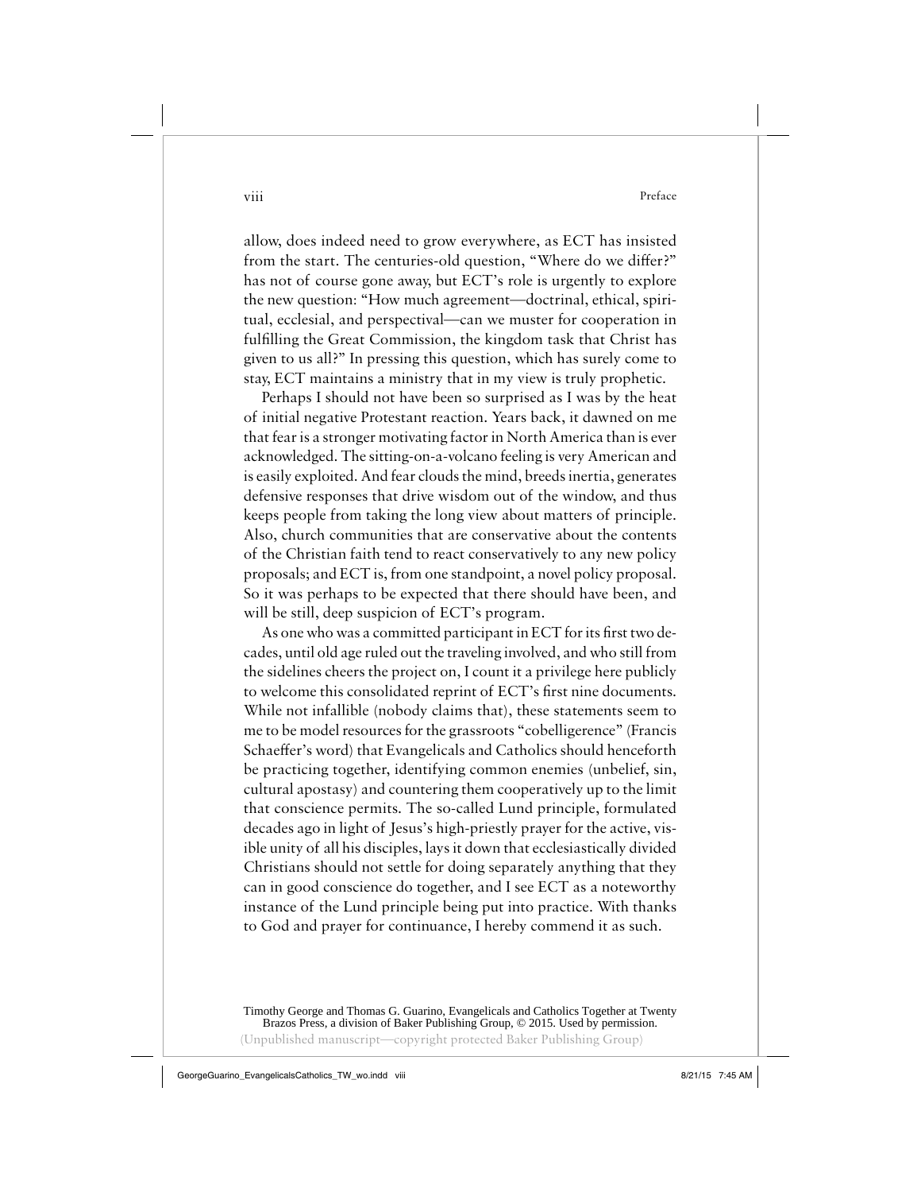allow, does indeed need to grow everywhere, as ECT has insisted from the start. The centuries-old question, "Where do we differ?" has not of course gone away, but ECT's role is urgently to explore the new question: "How much agreement—doctrinal, ethical, spiritual, ecclesial, and perspectival—can we muster for cooperation in fulfilling the Great Commission, the kingdom task that Christ has given to us all?" In pressing this question, which has surely come to stay, ECT maintains a ministry that in my view is truly prophetic.

Perhaps I should not have been so surprised as I was by the heat of initial negative Protestant reaction. Years back, it dawned on me that fear is a stronger motivating factor in North America than is ever acknowledged. The sitting-on-a-volcano feeling is very American and is easily exploited. And fear clouds the mind, breeds inertia, generates defensive responses that drive wisdom out of the window, and thus keeps people from taking the long view about matters of principle. Also, church communities that are conservative about the contents of the Christian faith tend to react conservatively to any new policy proposals; and ECT is, from one standpoint, a novel policy proposal. So it was perhaps to be expected that there should have been, and will be still, deep suspicion of ECT's program.

As one who was a committed participant in ECT for its first two decades, until old age ruled out the traveling involved, and who still from the sidelines cheers the project on, I count it a privilege here publicly to welcome this consolidated reprint of ECT's first nine documents. While not infallible (nobody claims that), these statements seem to me to be model resources for the grassroots "cobelligerence" (Francis Schaeffer's word) that Evangelicals and Catholics should henceforth be practicing together, identifying common enemies (unbelief, sin, cultural apostasy) and countering them cooperatively up to the limit that conscience permits. The so-called Lund principle, formulated decades ago in light of Jesus's high-priestly prayer for the active, visible unity of all his disciples, lays it down that ecclesiastically divided Christians should not settle for doing separately anything that they can in good conscience do together, and I see ECT as a noteworthy instance of the Lund principle being put into practice. With thanks to God and prayer for continuance, I hereby commend it as such.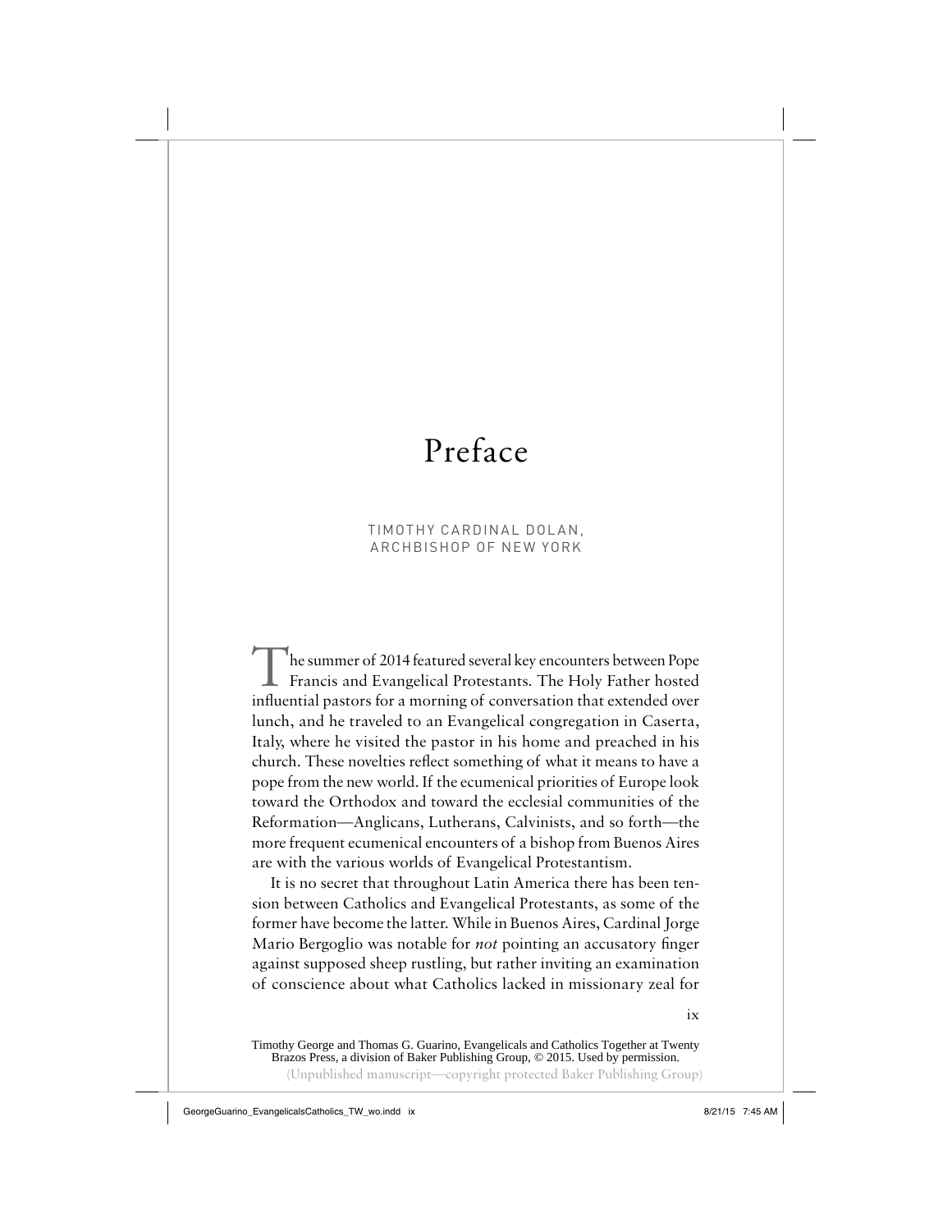# Preface

TIMOTHY CARDINAL DOLAN,
ARCHBISHOP OF NEW YORK

The summer of 2014 featured several key encounters between Pope Francis and Evangelical Protestants. The Holy Father hosted influential pastors for a morning of conversation that extended over lunch, and he traveled to an Evangelical congregation in Caserta, Italy, where he visited the pastor in his home and preached in his church. These novelties reflect something of what it means to have a pope from the new world. If the ecumenical priorities of Europe look toward the Orthodox and toward the ecclesial communities of the Reformation—Anglicans, Lutherans, Calvinists, and so forth—the more frequent ecumenical encounters of a bishop from Buenos Aires are with the various worlds of Evangelical Protestantism.

It is no secret that throughout Latin America there has been tension between Catholics and Evangelical Protestants, as some of the former have become the latter. While in Buenos Aires, Cardinal Jorge Mario Bergoglio was notable for *not* pointing an accusatory finger against supposed sheep rustling, but rather inviting an examination of conscience about what Catholics lacked in missionary zeal for

Timothy George and Thomas G. Guarino, Evangelicals and Catholics Together at Twenty
Brazos Press, a division of Baker Publishing Group, © 2015. Used by permission.
(Unpublished manuscript—copyright protected Baker Publishing Group)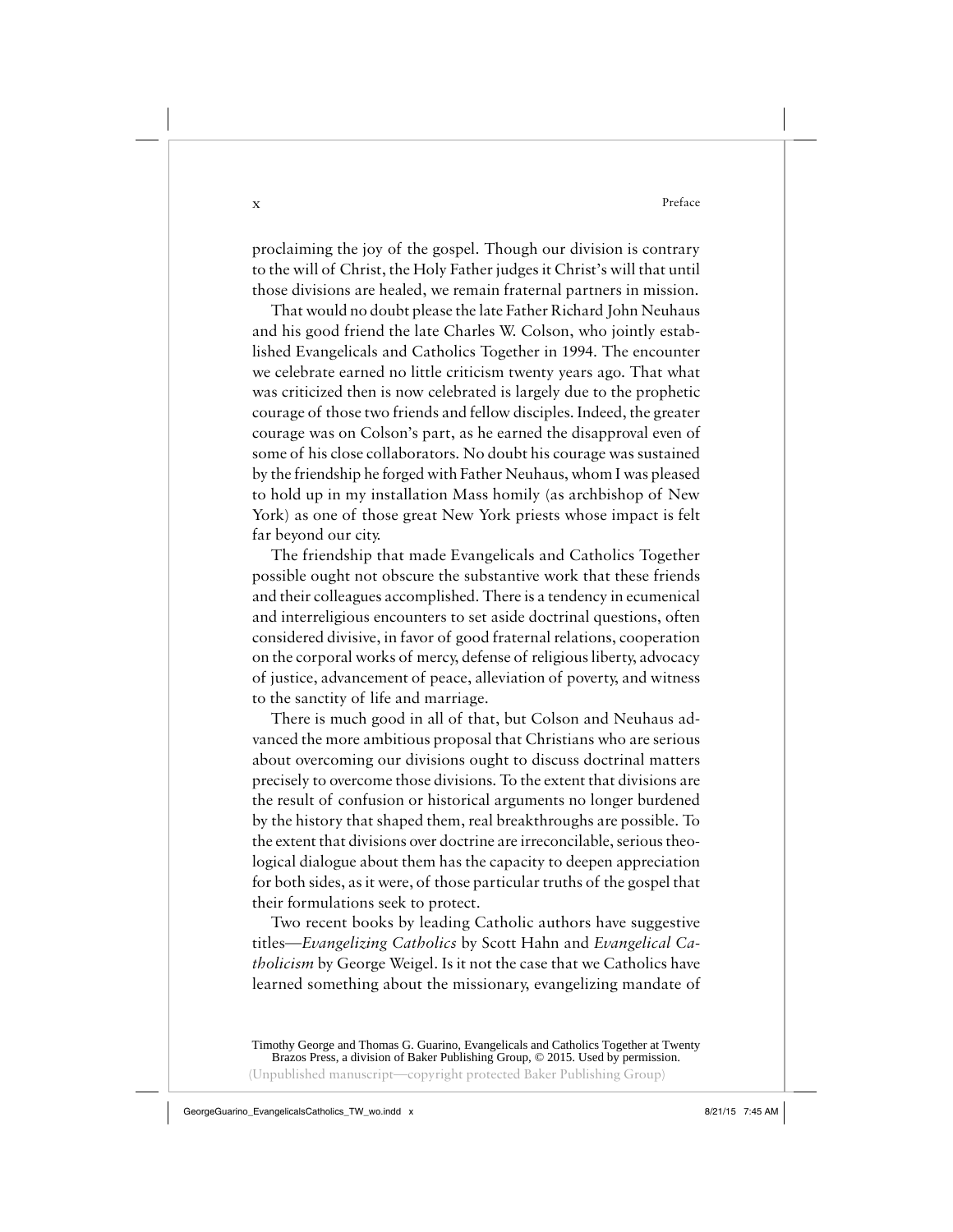proclaiming the joy of the gospel. Though our division is contrary to the will of Christ, the Holy Father judges it Christ's will that until those divisions are healed, we remain fraternal partners in mission.

That would no doubt please the late Father Richard John Neuhaus and his good friend the late Charles W. Colson, who jointly established Evangelicals and Catholics Together in 1994. The encounter we celebrate earned no little criticism twenty years ago. That what was criticized then is now celebrated is largely due to the prophetic courage of those two friends and fellow disciples. Indeed, the greater courage was on Colson's part, as he earned the disapproval even of some of his close collaborators. No doubt his courage was sustained by the friendship he forged with Father Neuhaus, whom I was pleased to hold up in my installation Mass homily (as archbishop of New York) as one of those great New York priests whose impact is felt far beyond our city.

The friendship that made Evangelicals and Catholics Together possible ought not obscure the substantive work that these friends and their colleagues accomplished. There is a tendency in ecumenical and interreligious encounters to set aside doctrinal questions, often considered divisive, in favor of good fraternal relations, cooperation on the corporal works of mercy, defense of religious liberty, advocacy of justice, advancement of peace, alleviation of poverty, and witness to the sanctity of life and marriage.

There is much good in all of that, but Colson and Neuhaus advanced the more ambitious proposal that Christians who are serious about overcoming our divisions ought to discuss doctrinal matters precisely to overcome those divisions. To the extent that divisions are the result of confusion or historical arguments no longer burdened by the history that shaped them, real breakthroughs are possible. To the extent that divisions over doctrine are irreconcilable, serious theological dialogue about them has the capacity to deepen appreciation for both sides, as it were, of those particular truths of the gospel that their formulations seek to protect.

Two recent books by leading Catholic authors have suggestive titles—*Evangelizing Catholics* by Scott Hahn and *Evangelical Catholicism* by George Weigel. Is it not the case that we Catholics have learned something about the missionary, evangelizing mandate of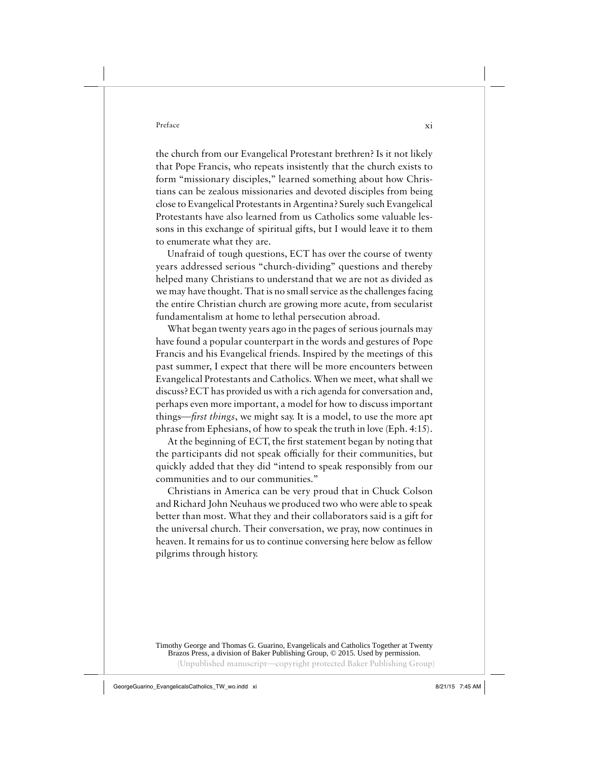the church from our Evangelical Protestant brethren? Is it not likely that Pope Francis, who repeats insistently that the church exists to form "missionary disciples," learned something about how Christians can be zealous missionaries and devoted disciples from being close to Evangelical Protestants in Argentina? Surely such Evangelical Protestants have also learned from us Catholics some valuable lessons in this exchange of spiritual gifts, but I would leave it to them to enumerate what they are.

Unafraid of tough questions, ECT has over the course of twenty years addressed serious "church-dividing" questions and thereby helped many Christians to understand that we are not as divided as we may have thought. That is no small service as the challenges facing the entire Christian church are growing more acute, from secularist fundamentalism at home to lethal persecution abroad.

What began twenty years ago in the pages of serious journals may have found a popular counterpart in the words and gestures of Pope Francis and his Evangelical friends. Inspired by the meetings of this past summer, I expect that there will be more encounters between Evangelical Protestants and Catholics. When we meet, what shall we discuss? ECT has provided us with a rich agenda for conversation and, perhaps even more important, a model for how to discuss important things—*first things*, we might say. It is a model, to use the more apt phrase from Ephesians, of how to speak the truth in love (Eph. 4:15).

At the beginning of ECT, the first statement began by noting that the participants did not speak officially for their communities, but quickly added that they did "intend to speak responsibly from our communities and to our communities."

Christians in America can be very proud that in Chuck Colson and Richard John Neuhaus we produced two who were able to speak better than most. What they and their collaborators said is a gift for the universal church. Their conversation, we pray, now continues in heaven. It remains for us to continue conversing here below as fellow pilgrims through history.

Timothy George and Thomas G. Guarino, Evangelicals and Catholics Together at Twenty
Brazos Press, a division of Baker Publishing Group, © 2015. Used by permission.
(Unpublished manuscript—copyright protected Baker Publishing Group)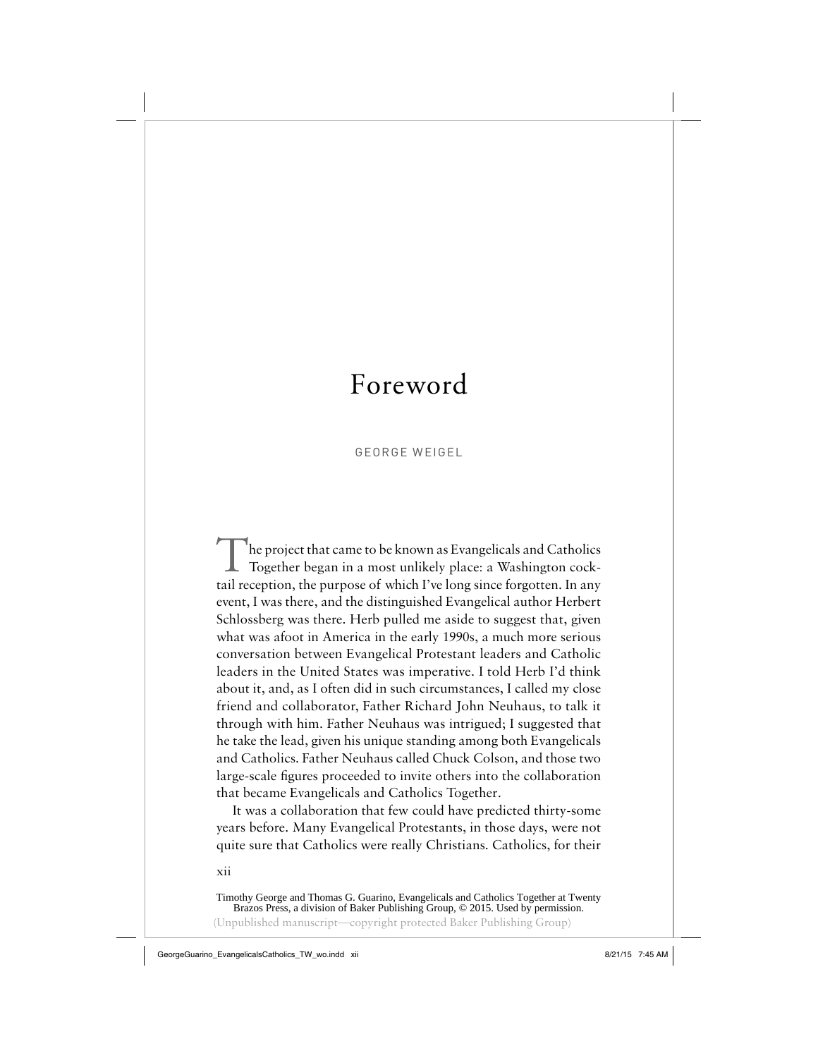# Foreword

GEORGE WEIGEL

The project that came to be known as Evangelicals and Catholics Together began in a most unlikely place: a Washington cocktail reception, the purpose of which I've long since forgotten. In any event, I was there, and the distinguished Evangelical author Herbert Schlossberg was there. Herb pulled me aside to suggest that, given what was afoot in America in the early 1990s, a much more serious conversation between Evangelical Protestant leaders and Catholic leaders in the United States was imperative. I told Herb I'd think about it, and, as I often did in such circumstances, I called my close friend and collaborator, Father Richard John Neuhaus, to talk it through with him. Father Neuhaus was intrigued; I suggested that he take the lead, given his unique standing among both Evangelicals and Catholics. Father Neuhaus called Chuck Colson, and those two large-scale figures proceeded to invite others into the collaboration that became Evangelicals and Catholics Together.

It was a collaboration that few could have predicted thirty-some years before. Many Evangelical Protestants, in those days, were not quite sure that Catholics were really Christians. Catholics, for their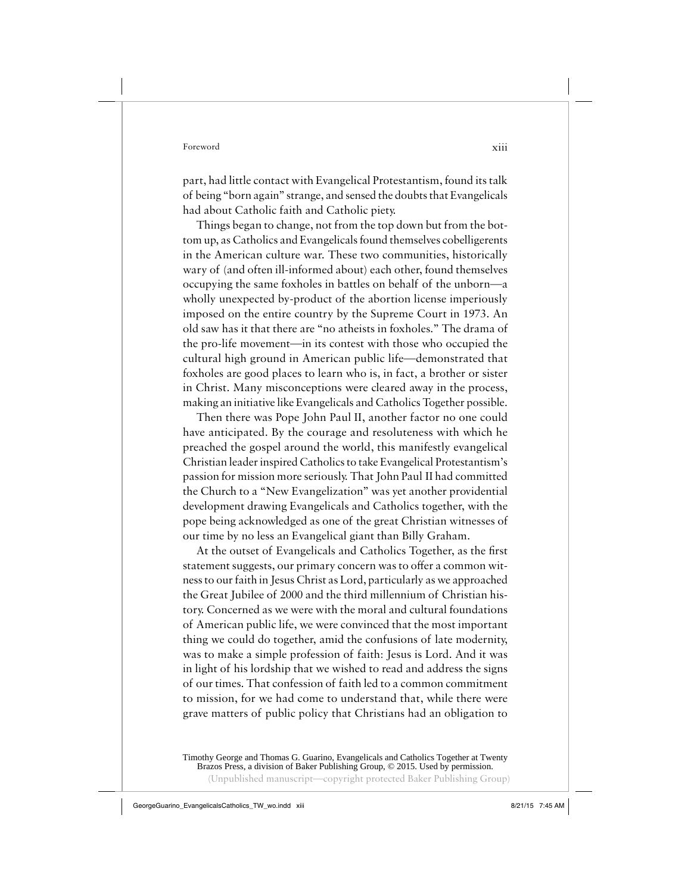part, had little contact with Evangelical Protestantism, found its talk of being "born again" strange, and sensed the doubts that Evangelicals had about Catholic faith and Catholic piety.

Things began to change, not from the top down but from the bottom up, as Catholics and Evangelicals found themselves cobelligerents in the American culture war. These two communities, historically wary of (and often ill-informed about) each other, found themselves occupying the same foxholes in battles on behalf of the unborn—a wholly unexpected by-product of the abortion license imperiously imposed on the entire country by the Supreme Court in 1973. An old saw has it that there are "no atheists in foxholes." The drama of the pro-life movement—in its contest with those who occupied the cultural high ground in American public life—demonstrated that foxholes are good places to learn who is, in fact, a brother or sister in Christ. Many misconceptions were cleared away in the process, making an initiative like Evangelicals and Catholics Together possible.

Then there was Pope John Paul II, another factor no one could have anticipated. By the courage and resoluteness with which he preached the gospel around the world, this manifestly evangelical Christian leader inspired Catholics to take Evangelical Protestantism's passion for mission more seriously. That John Paul II had committed the Church to a "New Evangelization" was yet another providential development drawing Evangelicals and Catholics together, with the pope being acknowledged as one of the great Christian witnesses of our time by no less an Evangelical giant than Billy Graham.

At the outset of Evangelicals and Catholics Together, as the first statement suggests, our primary concern was to offer a common witness to our faith in Jesus Christ as Lord, particularly as we approached the Great Jubilee of 2000 and the third millennium of Christian history. Concerned as we were with the moral and cultural foundations of American public life, we were convinced that the most important thing we could do together, amid the confusions of late modernity, was to make a simple profession of faith: Jesus is Lord. And it was in light of his lordship that we wished to read and address the signs of our times. That confession of faith led to a common commitment to mission, for we had come to understand that, while there were grave matters of public policy that Christians had an obligation to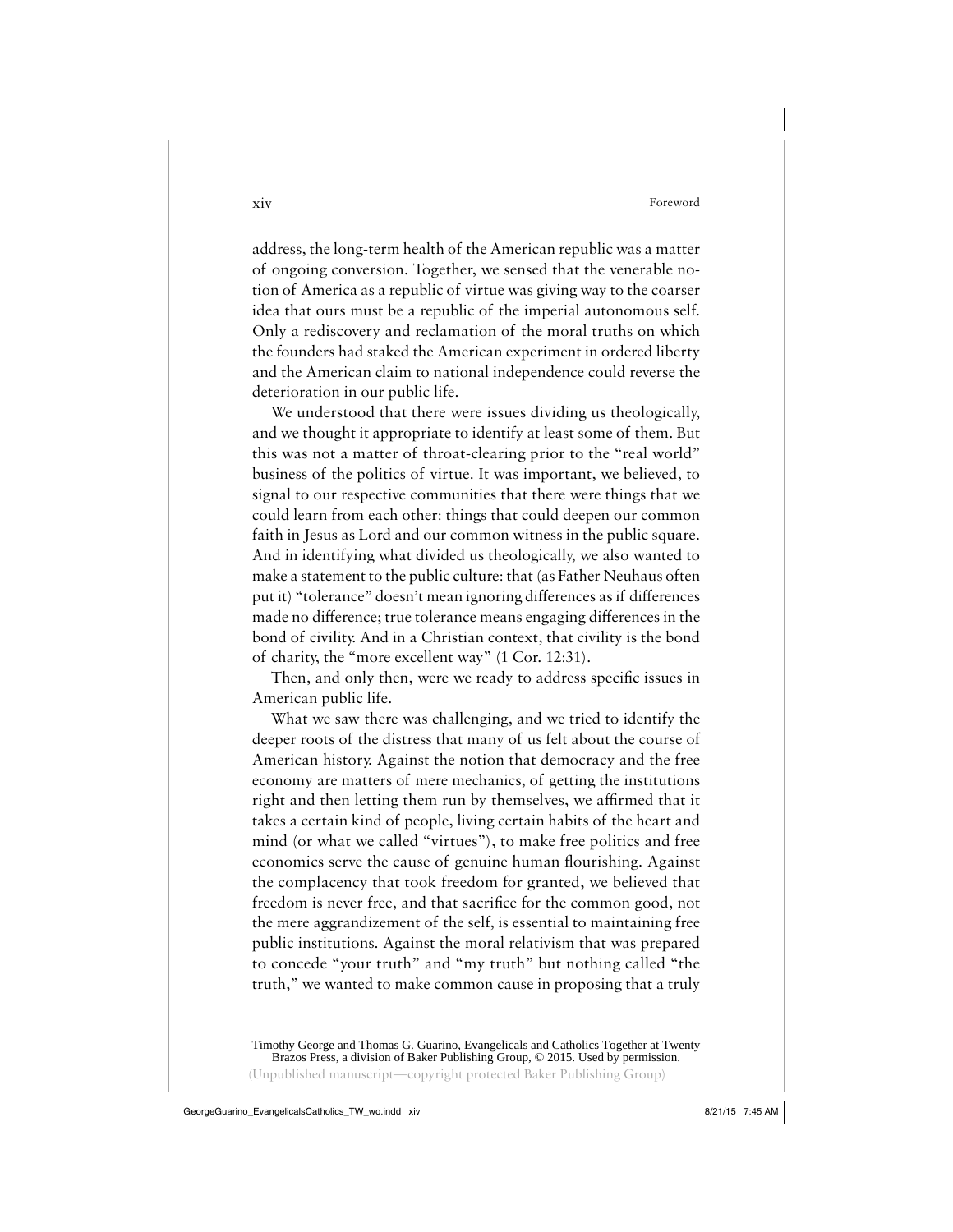address, the long-term health of the American republic was a matter of ongoing conversion. Together, we sensed that the venerable notion of America as a republic of virtue was giving way to the coarser idea that ours must be a republic of the imperial autonomous self. Only a rediscovery and reclamation of the moral truths on which the founders had staked the American experiment in ordered liberty and the American claim to national independence could reverse the deterioration in our public life.

We understood that there were issues dividing us theologically, and we thought it appropriate to identify at least some of them. But this was not a matter of throat-clearing prior to the "real world" business of the politics of virtue. It was important, we believed, to signal to our respective communities that there were things that we could learn from each other: things that could deepen our common faith in Jesus as Lord and our common witness in the public square. And in identifying what divided us theologically, we also wanted to make a statement to the public culture: that (as Father Neuhaus often put it) "tolerance" doesn't mean ignoring differences as if differences made no difference; true tolerance means engaging differences in the bond of civility. And in a Christian context, that civility is the bond of charity, the "more excellent way" (1 Cor. 12:31).

Then, and only then, were we ready to address specific issues in American public life.

What we saw there was challenging, and we tried to identify the deeper roots of the distress that many of us felt about the course of American history. Against the notion that democracy and the free economy are matters of mere mechanics, of getting the institutions right and then letting them run by themselves, we affirmed that it takes a certain kind of people, living certain habits of the heart and mind (or what we called "virtues"), to make free politics and free economics serve the cause of genuine human flourishing. Against the complacency that took freedom for granted, we believed that freedom is never free, and that sacrifice for the common good, not the mere aggrandizement of the self, is essential to maintaining free public institutions. Against the moral relativism that was prepared to concede "your truth" and "my truth" but nothing called "the truth," we wanted to make common cause in proposing that a truly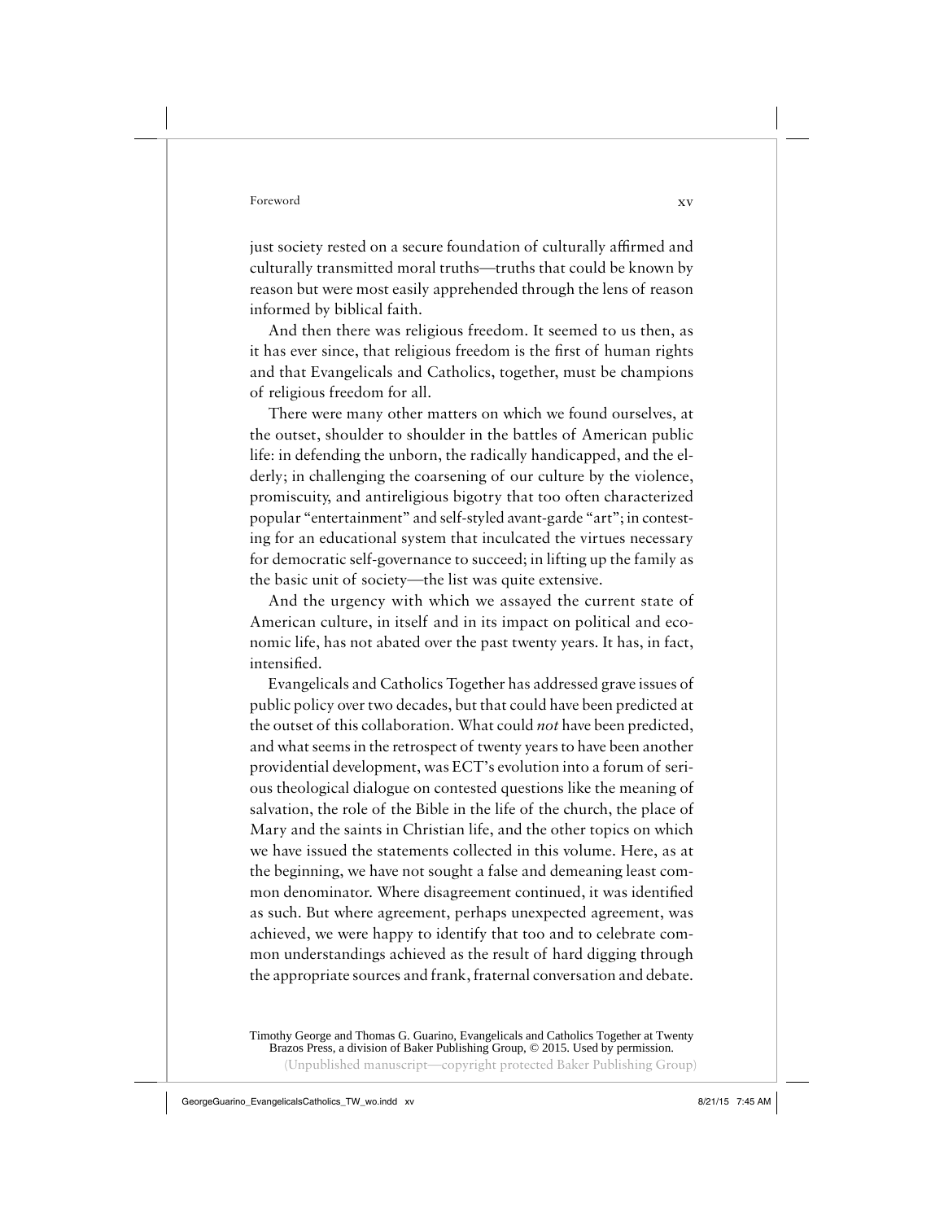just society rested on a secure foundation of culturally affirmed and culturally transmitted moral truths—truths that could be known by reason but were most easily apprehended through the lens of reason informed by biblical faith.

And then there was religious freedom. It seemed to us then, as it has ever since, that religious freedom is the first of human rights and that Evangelicals and Catholics, together, must be champions of religious freedom for all.

There were many other matters on which we found ourselves, at the outset, shoulder to shoulder in the battles of American public life: in defending the unborn, the radically handicapped, and the elderly; in challenging the coarsening of our culture by the violence, promiscuity, and antireligious bigotry that too often characterized popular "entertainment" and self-styled avant-garde "art"; in contesting for an educational system that inculcated the virtues necessary for democratic self-governance to succeed; in lifting up the family as the basic unit of society—the list was quite extensive.

And the urgency with which we assayed the current state of American culture, in itself and in its impact on political and economic life, has not abated over the past twenty years. It has, in fact, intensified.

Evangelicals and Catholics Together has addressed grave issues of public policy over two decades, but that could have been predicted at the outset of this collaboration. What could *not* have been predicted, and what seems in the retrospect of twenty years to have been another providential development, was ECT's evolution into a forum of serious theological dialogue on contested questions like the meaning of salvation, the role of the Bible in the life of the church, the place of Mary and the saints in Christian life, and the other topics on which we have issued the statements collected in this volume. Here, as at the beginning, we have not sought a false and demeaning least common denominator. Where disagreement continued, it was identified as such. But where agreement, perhaps unexpected agreement, was achieved, we were happy to identify that too and to celebrate common understandings achieved as the result of hard digging through the appropriate sources and frank, fraternal conversation and debate.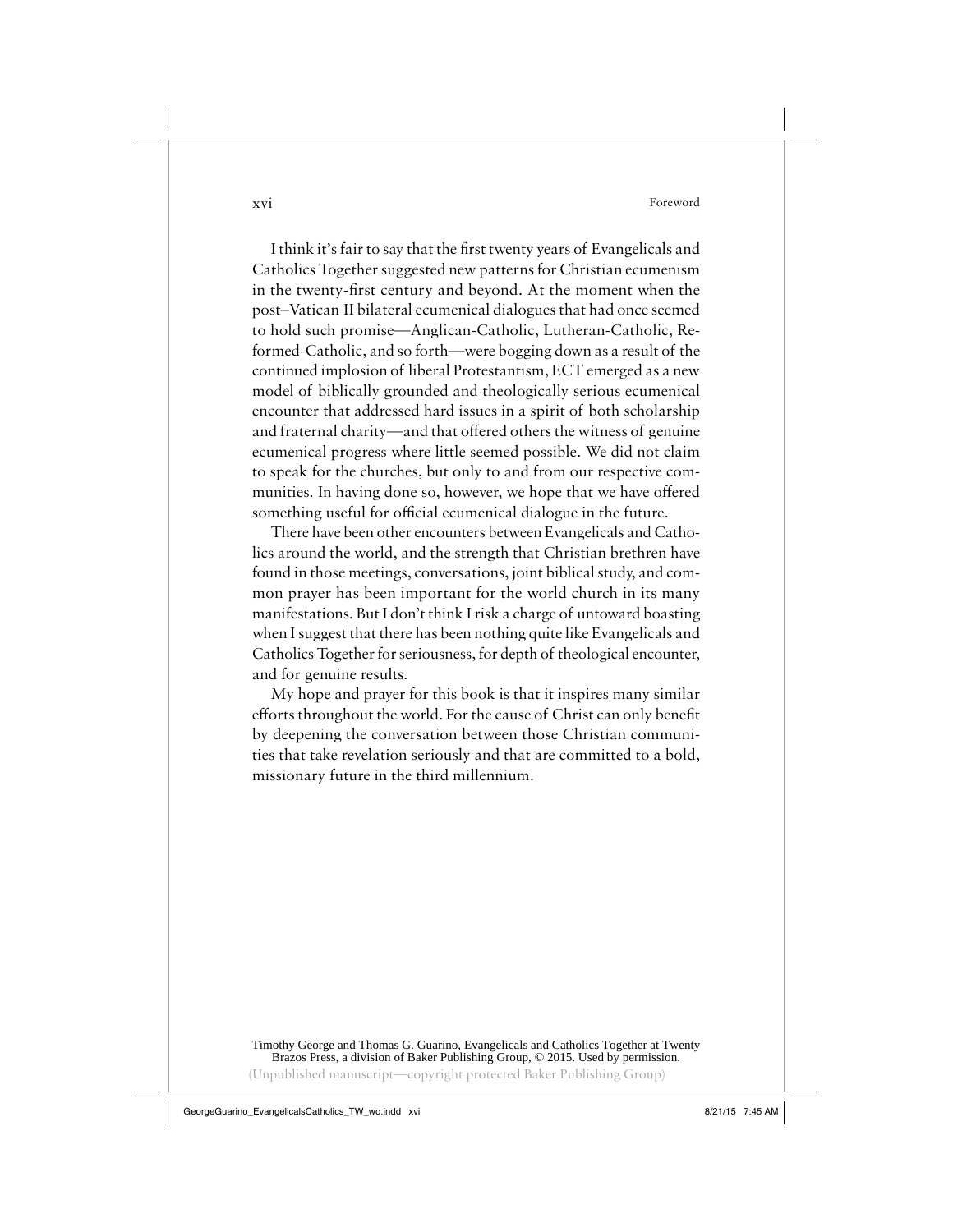I think it's fair to say that the first twenty years of Evangelicals and Catholics Together suggested new patterns for Christian ecumenism in the twenty-first century and beyond. At the moment when the post–Vatican II bilateral ecumenical dialogues that had once seemed to hold such promise—Anglican-Catholic, Lutheran-Catholic, Reformed-Catholic, and so forth—were bogging down as a result of the continued implosion of liberal Protestantism, ECT emerged as a new model of biblically grounded and theologically serious ecumenical encounter that addressed hard issues in a spirit of both scholarship and fraternal charity—and that offered others the witness of genuine ecumenical progress where little seemed possible. We did not claim to speak for the churches, but only to and from our respective communities. In having done so, however, we hope that we have offered something useful for official ecumenical dialogue in the future.

There have been other encounters between Evangelicals and Catholics around the world, and the strength that Christian brethren have found in those meetings, conversations, joint biblical study, and common prayer has been important for the world church in its many manifestations. But I don't think I risk a charge of untoward boasting when I suggest that there has been nothing quite like Evangelicals and Catholics Together for seriousness, for depth of theological encounter, and for genuine results.

My hope and prayer for this book is that it inspires many similar efforts throughout the world. For the cause of Christ can only benefit by deepening the conversation between those Christian communities that take revelation seriously and that are committed to a bold, missionary future in the third millennium.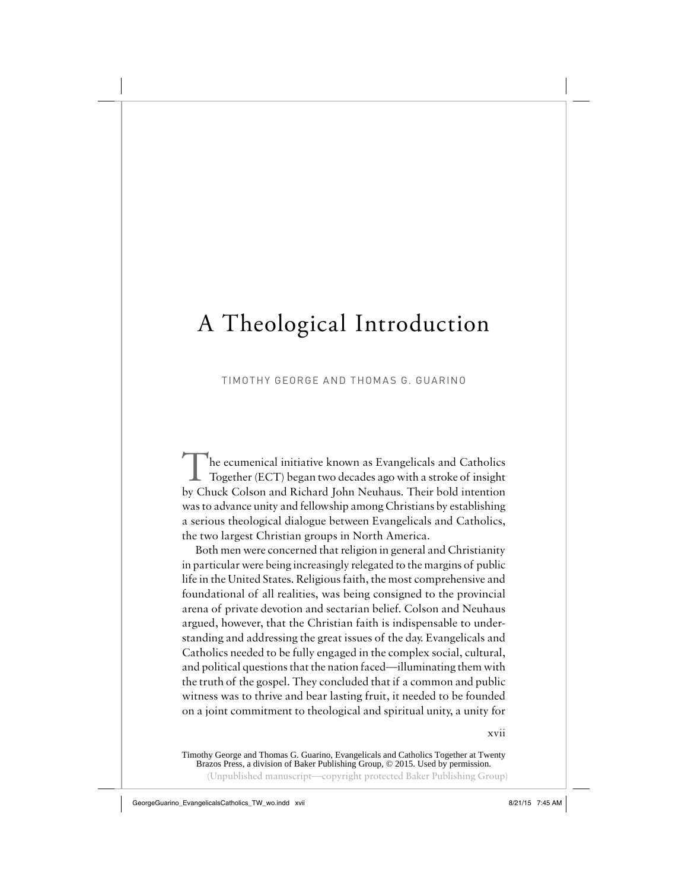# A Theological Introduction

TIMOTHY GEORGE AND THOMAS G. GUARINO

The ecumenical initiative known as Evangelicals and Catholics Together (ECT) began two decades ago with a stroke of insight by Chuck Colson and Richard John Neuhaus. Their bold intention was to advance unity and fellowship among Christians by establishing a serious theological dialogue between Evangelicals and Catholics, the two largest Christian groups in North America.

Both men were concerned that religion in general and Christianity in particular were being increasingly relegated to the margins of public life in the United States. Religious faith, the most comprehensive and foundational of all realities, was being consigned to the provincial arena of private devotion and sectarian belief. Colson and Neuhaus argued, however, that the Christian faith is indispensable to understanding and addressing the great issues of the day. Evangelicals and Catholics needed to be fully engaged in the complex social, cultural, and political questions that the nation faced—illuminating them with the truth of the gospel. They concluded that if a common and public witness was to thrive and bear lasting fruit, it needed to be founded on a joint commitment to theological and spiritual unity, a unity for

Timothy George and Thomas G. Guarino, Evangelicals and Catholics Together at Twenty
Brazos Press, a division of Baker Publishing Group, © 2015. Used by permission.
(Unpublished manuscript—copyright protected Baker Publishing Group)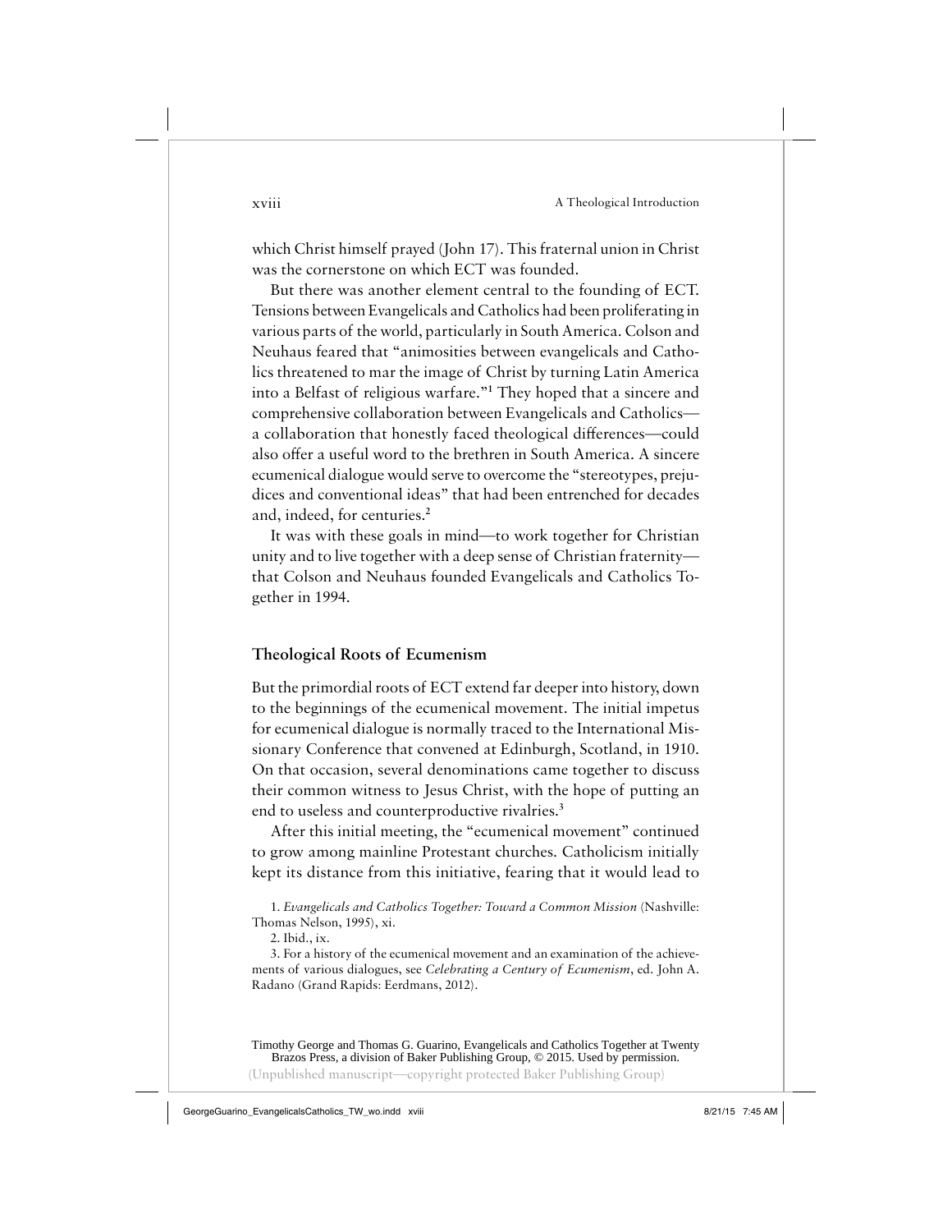which Christ himself prayed (John 17). This fraternal union in Christ was the cornerstone on which ECT was founded.

But there was another element central to the founding of ECT. Tensions between Evangelicals and Catholics had been proliferating in various parts of the world, particularly in South America. Colson and Neuhaus feared that "animosities between evangelicals and Catholics threatened to mar the image of Christ by turning Latin America into a Belfast of religious warfare."[1] They hoped that a sincere and comprehensive collaboration between Evangelicals and Catholics—a collaboration that honestly faced theological differences—could also offer a useful word to the brethren in South America. A sincere ecumenical dialogue would serve to overcome the "stereotypes, prejudices and conventional ideas" that had been entrenched for decades and, indeed, for centuries.[2]

It was with these goals in mind—to work together for Christian unity and to live together with a deep sense of Christian fraternity—that Colson and Neuhaus founded Evangelicals and Catholics Together in 1994.

## Theological Roots of Ecumenism

But the primordial roots of ECT extend far deeper into history, down to the beginnings of the ecumenical movement. The initial impetus for ecumenical dialogue is normally traced to the International Missionary Conference that convened at Edinburgh, Scotland, in 1910. On that occasion, several denominations came together to discuss their common witness to Jesus Christ, with the hope of putting an end to useless and counterproductive rivalries.[3]

After this initial meeting, the "ecumenical movement" continued to grow among mainline Protestant churches. Catholicism initially kept its distance from this initiative, fearing that it would lead to

1. *Evangelicals and Catholics Together: Toward a Common Mission* (Nashville: Thomas Nelson, 1995), xi.

2. Ibid., ix.

3. For a history of the ecumenical movement and an examination of the achievements of various dialogues, see *Celebrating a Century of Ecumenism*, ed. John A. Radano (Grand Rapids: Eerdmans, 2012).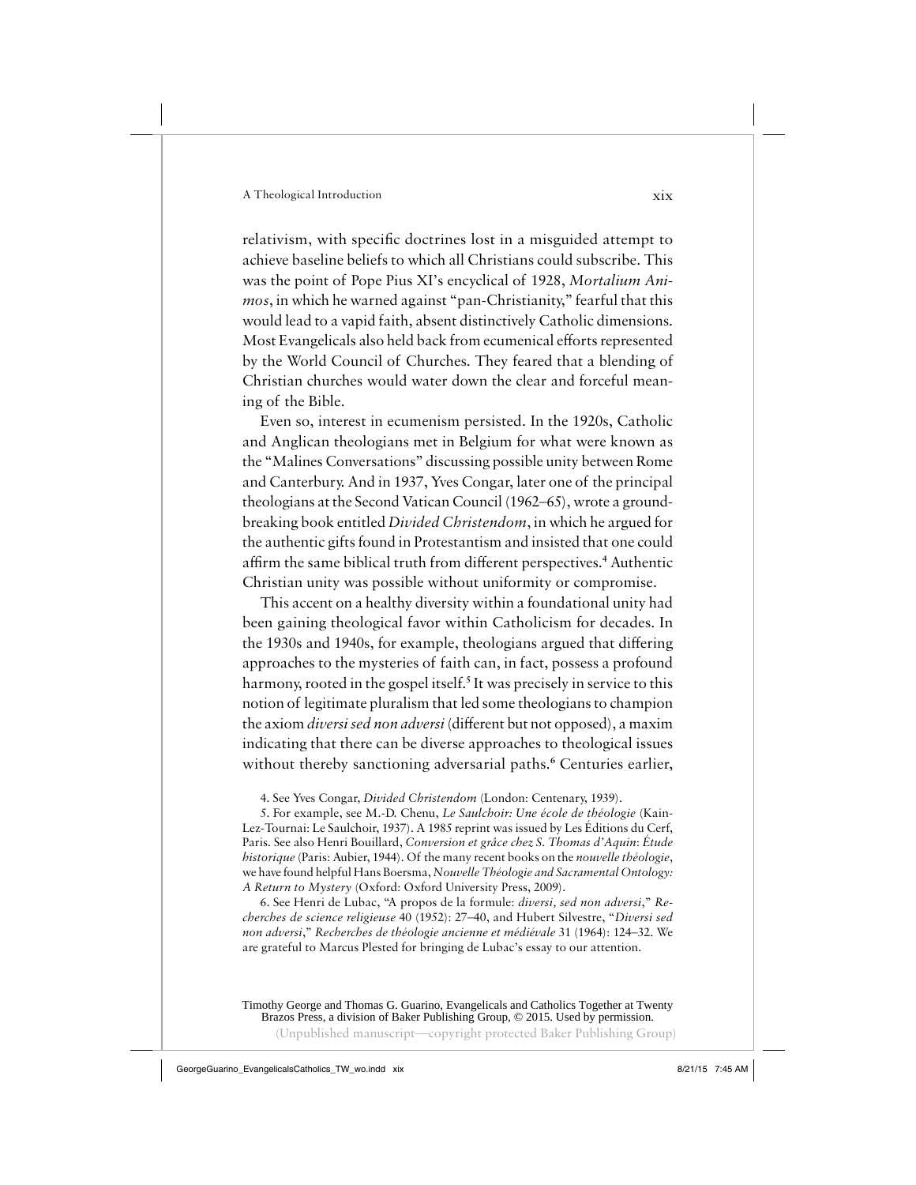relativism, with specific doctrines lost in a misguided attempt to achieve baseline beliefs to which all Christians could subscribe. This was the point of Pope Pius XI's encyclical of 1928, *Mortalium Animos*, in which he warned against "pan-Christianity," fearful that this would lead to a vapid faith, absent distinctively Catholic dimensions. Most Evangelicals also held back from ecumenical efforts represented by the World Council of Churches. They feared that a blending of Christian churches would water down the clear and forceful meaning of the Bible.

Even so, interest in ecumenism persisted. In the 1920s, Catholic and Anglican theologians met in Belgium for what were known as the "Malines Conversations" discussing possible unity between Rome and Canterbury. And in 1937, Yves Congar, later one of the principal theologians at the Second Vatican Council (1962–65), wrote a groundbreaking book entitled *Divided Christendom*, in which he argued for the authentic gifts found in Protestantism and insisted that one could affirm the same biblical truth from different perspectives.[4] Authentic Christian unity was possible without uniformity or compromise.

This accent on a healthy diversity within a foundational unity had been gaining theological favor within Catholicism for decades. In the 1930s and 1940s, for example, theologians argued that differing approaches to the mysteries of faith can, in fact, possess a profound harmony, rooted in the gospel itself.[5] It was precisely in service to this notion of legitimate pluralism that led some theologians to champion the axiom *diversi sed non adversi* (different but not opposed), a maxim indicating that there can be diverse approaches to theological issues without thereby sanctioning adversarial paths.[6] Centuries earlier,

4. See Yves Congar, *Divided Christendom* (London: Centenary, 1939).

5. For example, see M.-D. Chenu, *Le Saulchoir: Une école de théologie* (Kain-Lez-Tournai: Le Saulchoir, 1937). A 1985 reprint was issued by Les Éditions du Cerf, Paris. See also Henri Bouillard, *Conversion et grâce chez S. Thomas d'Aquin: Étude historique* (Paris: Aubier, 1944). Of the many recent books on the *nouvelle théologie*, we have found helpful Hans Boersma, *Nouvelle Théologie and Sacramental Ontology: A Return to Mystery* (Oxford: Oxford University Press, 2009).

6. See Henri de Lubac, "A propos de la formule: *diversi, sed non adversi*," *Recherches de science religieuse* 40 (1952): 27–40, and Hubert Silvestre, "*Diversi sed non adversi*," *Recherches de théologie ancienne et médiévale* 31 (1964): 124–32. We are grateful to Marcus Plested for bringing de Lubac's essay to our attention.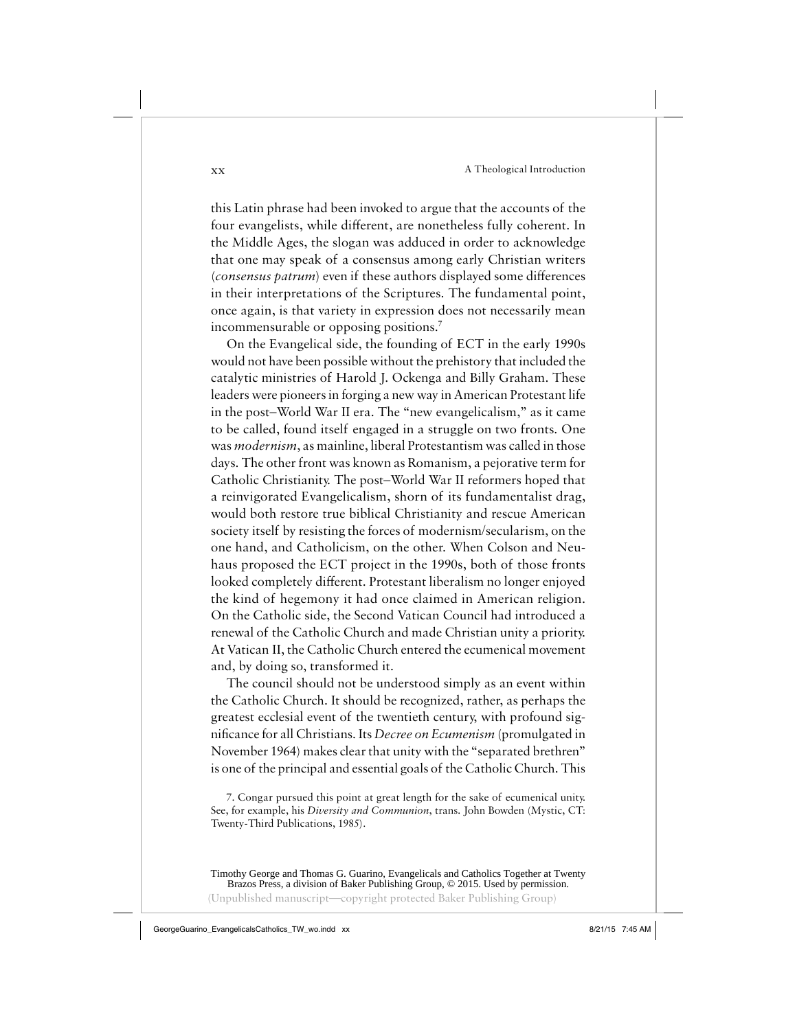this Latin phrase had been invoked to argue that the accounts of the four evangelists, while different, are nonetheless fully coherent. In the Middle Ages, the slogan was adduced in order to acknowledge that one may speak of a consensus among early Christian writers (*consensus patrum*) even if these authors displayed some differences in their interpretations of the Scriptures. The fundamental point, once again, is that variety in expression does not necessarily mean incommensurable or opposing positions.[7]

On the Evangelical side, the founding of ECT in the early 1990s would not have been possible without the prehistory that included the catalytic ministries of Harold J. Ockenga and Billy Graham. These leaders were pioneers in forging a new way in American Protestant life in the post–World War II era. The "new evangelicalism," as it came to be called, found itself engaged in a struggle on two fronts. One was *modernism*, as mainline, liberal Protestantism was called in those days. The other front was known as Romanism, a pejorative term for Catholic Christianity. The post–World War II reformers hoped that a reinvigorated Evangelicalism, shorn of its fundamentalist drag, would both restore true biblical Christianity and rescue American society itself by resisting the forces of modernism/secularism, on the one hand, and Catholicism, on the other. When Colson and Neuhaus proposed the ECT project in the 1990s, both of those fronts looked completely different. Protestant liberalism no longer enjoyed the kind of hegemony it had once claimed in American religion. On the Catholic side, the Second Vatican Council had introduced a renewal of the Catholic Church and made Christian unity a priority. At Vatican II, the Catholic Church entered the ecumenical movement and, by doing so, transformed it.

The council should not be understood simply as an event within the Catholic Church. It should be recognized, rather, as perhaps the greatest ecclesial event of the twentieth century, with profound significance for all Christians. Its *Decree on Ecumenism* (promulgated in November 1964) makes clear that unity with the "separated brethren" is one of the principal and essential goals of the Catholic Church. This

7. Congar pursued this point at great length for the sake of ecumenical unity. See, for example, his *Diversity and Communion*, trans. John Bowden (Mystic, CT: Twenty-Third Publications, 1985).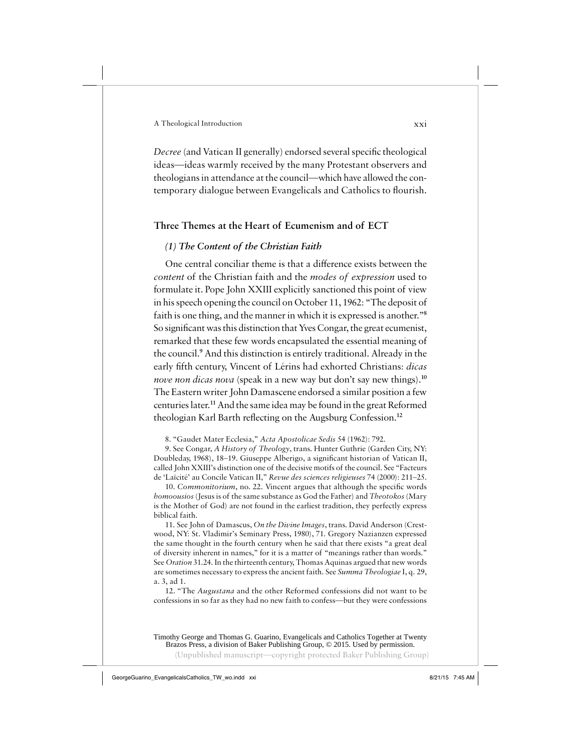*Decree* (and Vatican II generally) endorsed several specific theological ideas—ideas warmly received by the many Protestant observers and theologians in attendance at the council—which have allowed the contemporary dialogue between Evangelicals and Catholics to flourish.

## Three Themes at the Heart of Ecumenism and of ECT

### *(1) The Content of the Christian Faith*

One central conciliar theme is that a difference exists between the *content* of the Christian faith and the *modes of expression* used to formulate it. Pope John XXIII explicitly sanctioned this point of view in his speech opening the council on October 11, 1962: "The deposit of faith is one thing, and the manner in which it is expressed is another."[8] So significant was this distinction that Yves Congar, the great ecumenist, remarked that these few words encapsulated the essential meaning of the council.[9] And this distinction is entirely traditional. Already in the early fifth century, Vincent of Lérins had exhorted Christians: *dicas nove non dicas nova* (speak in a new way but don't say new things).[10] The Eastern writer John Damascene endorsed a similar position a few centuries later.[11] And the same idea may be found in the great Reformed theologian Karl Barth reflecting on the Augsburg Confession.[12]

8. "Gaudet Mater Ecclesia," *Acta Apostolicae Sedis* 54 (1962): 792.

9. See Congar, *A History of Theology*, trans. Hunter Guthrie (Garden City, NY: Doubleday, 1968), 18–19. Giuseppe Alberigo, a significant historian of Vatican II, called John XXIII's distinction one of the decisive motifs of the council. See "Facteurs de 'Laïcité' au Concile Vatican II," *Revue des sciences religieuses* 74 (2000): 211–25.

10. *Commonitorium*, no. 22. Vincent argues that although the specific words *homoousios* (Jesus is of the same substance as God the Father) and *Theotokos* (Mary is the Mother of God) are not found in the earliest tradition, they perfectly express biblical faith.

11. See John of Damascus, *On the Divine Images*, trans. David Anderson (Crestwood, NY: St. Vladimir's Seminary Press, 1980), 71. Gregory Nazianzen expressed the same thought in the fourth century when he said that there exists "a great deal of diversity inherent in names," for it is a matter of "meanings rather than words." See *Oration* 31.24. In the thirteenth century, Thomas Aquinas argued that new words are sometimes necessary to express the ancient faith. See *Summa Theologiae* I, q. 29, a. 3, ad 1.

12. "The *Augustana* and the other Reformed confessions did not want to be confessions in so far as they had no new faith to confess—but they were confessions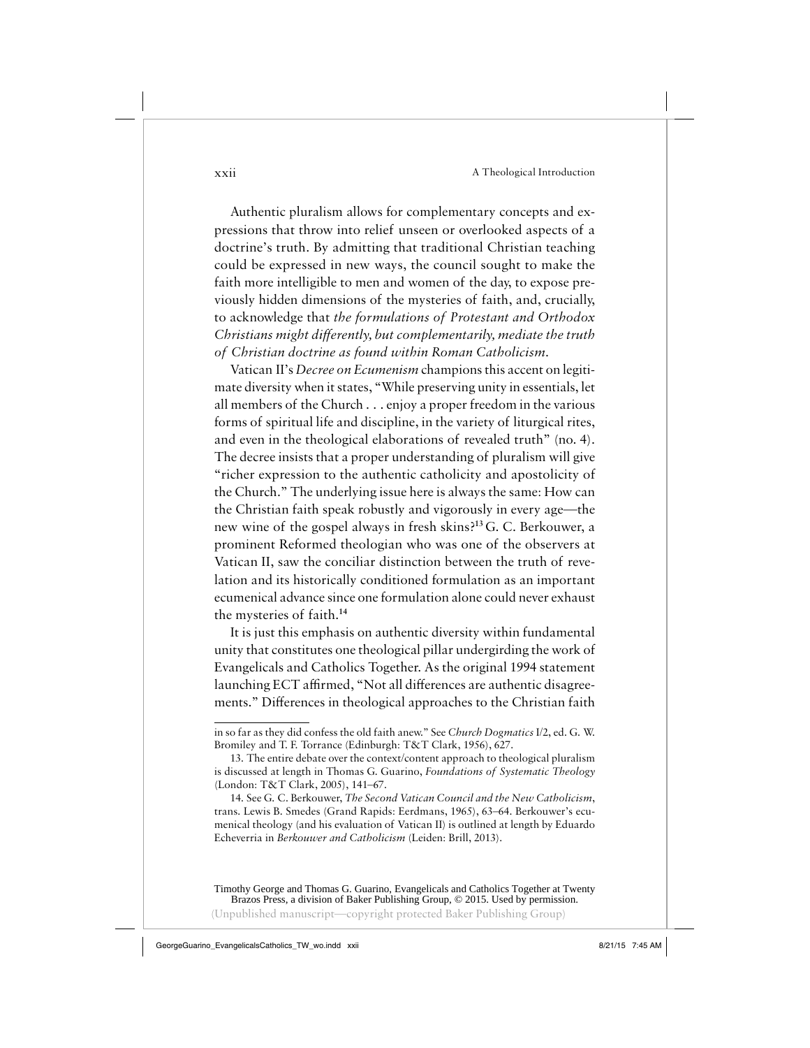Authentic pluralism allows for complementary concepts and expressions that throw into relief unseen or overlooked aspects of a doctrine's truth. By admitting that traditional Christian teaching could be expressed in new ways, the council sought to make the faith more intelligible to men and women of the day, to expose previously hidden dimensions of the mysteries of faith, and, crucially, to acknowledge that *the formulations of Protestant and Orthodox Christians might differently, but complementarily, mediate the truth of Christian doctrine as found within Roman Catholicism.*

Vatican II's *Decree on Ecumenism* champions this accent on legitimate diversity when it states, "While preserving unity in essentials, let all members of the Church . . . enjoy a proper freedom in the various forms of spiritual life and discipline, in the variety of liturgical rites, and even in the theological elaborations of revealed truth" (no. 4). The decree insists that a proper understanding of pluralism will give "richer expression to the authentic catholicity and apostolicity of the Church." The underlying issue here is always the same: How can the Christian faith speak robustly and vigorously in every age—the new wine of the gospel always in fresh skins?[13] G. C. Berkouwer, a prominent Reformed theologian who was one of the observers at Vatican II, saw the conciliar distinction between the truth of revelation and its historically conditioned formulation as an important ecumenical advance since one formulation alone could never exhaust the mysteries of faith.[14]

It is just this emphasis on authentic diversity within fundamental unity that constitutes one theological pillar undergirding the work of Evangelicals and Catholics Together. As the original 1994 statement launching ECT affirmed, "Not all differences are authentic disagreements." Differences in theological approaches to the Christian faith

---

in so far as they did confess the old faith anew." See *Church Dogmatics* I/2, ed. G. W. Bromiley and T. F. Torrance (Edinburgh: T&T Clark, 1956), 627.

13. The entire debate over the context/content approach to theological pluralism is discussed at length in Thomas G. Guarino, *Foundations of Systematic Theology* (London: T&T Clark, 2005), 141–67.

14. See G. C. Berkouwer, *The Second Vatican Council and the New Catholicism*, trans. Lewis B. Smedes (Grand Rapids: Eerdmans, 1965), 63–64. Berkouwer's ecumenical theology (and his evaluation of Vatican II) is outlined at length by Eduardo Echeverria in *Berkouwer and Catholicism* (Leiden: Brill, 2013).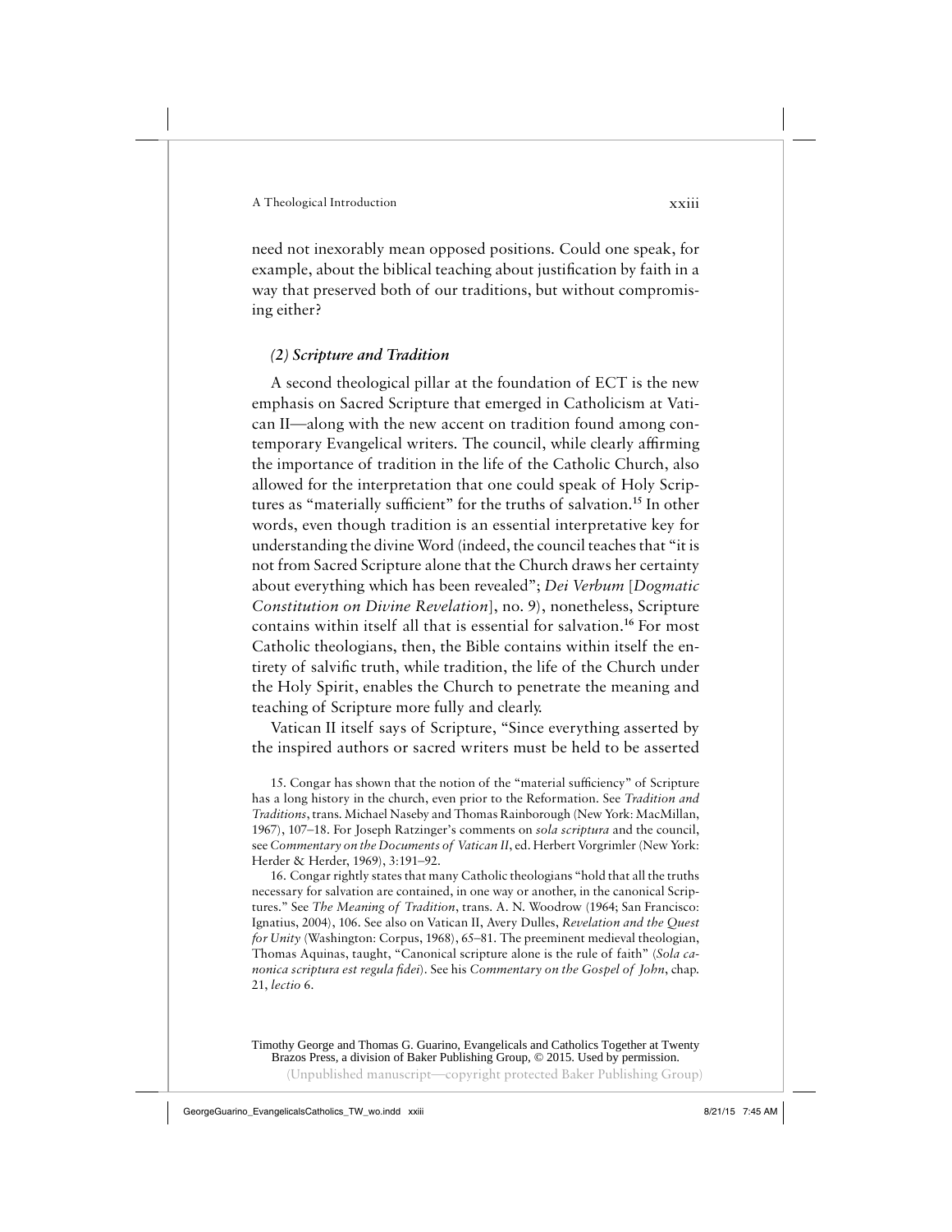need not inexorably mean opposed positions. Could one speak, for example, about the biblical teaching about justification by faith in a way that preserved both of our traditions, but without compromising either?

### *(2) Scripture and Tradition*

A second theological pillar at the foundation of ECT is the new emphasis on Sacred Scripture that emerged in Catholicism at Vatican II—along with the new accent on tradition found among contemporary Evangelical writers. The council, while clearly affirming the importance of tradition in the life of the Catholic Church, also allowed for the interpretation that one could speak of Holy Scriptures as "materially sufficient" for the truths of salvation.[15] In other words, even though tradition is an essential interpretative key for understanding the divine Word (indeed, the council teaches that "it is not from Sacred Scripture alone that the Church draws her certainty about everything which has been revealed"; *Dei Verbum* [*Dogmatic Constitution on Divine Revelation*], no. 9), nonetheless, Scripture contains within itself all that is essential for salvation.[16] For most Catholic theologians, then, the Bible contains within itself the entirety of salvific truth, while tradition, the life of the Church under the Holy Spirit, enables the Church to penetrate the meaning and teaching of Scripture more fully and clearly.

Vatican II itself says of Scripture, "Since everything asserted by the inspired authors or sacred writers must be held to be asserted

15. Congar has shown that the notion of the "material sufficiency" of Scripture has a long history in the church, even prior to the Reformation. See *Tradition and Traditions*, trans. Michael Naseby and Thomas Rainborough (New York: MacMillan, 1967), 107–18. For Joseph Ratzinger's comments on *sola scriptura* and the council, see *Commentary on the Documents of Vatican II*, ed. Herbert Vorgrimler (New York: Herder & Herder, 1969), 3:191–92.

16. Congar rightly states that many Catholic theologians "hold that all the truths necessary for salvation are contained, in one way or another, in the canonical Scriptures." See *The Meaning of Tradition*, trans. A. N. Woodrow (1964; San Francisco: Ignatius, 2004), 106. See also on Vatican II, Avery Dulles, *Revelation and the Quest for Unity* (Washington: Corpus, 1968), 65–81. The preeminent medieval theologian, Thomas Aquinas, taught, "Canonical scripture alone is the rule of faith" (*Sola canonica scriptura est regula fidei*). See his *Commentary on the Gospel of John*, chap. 21, *lectio* 6.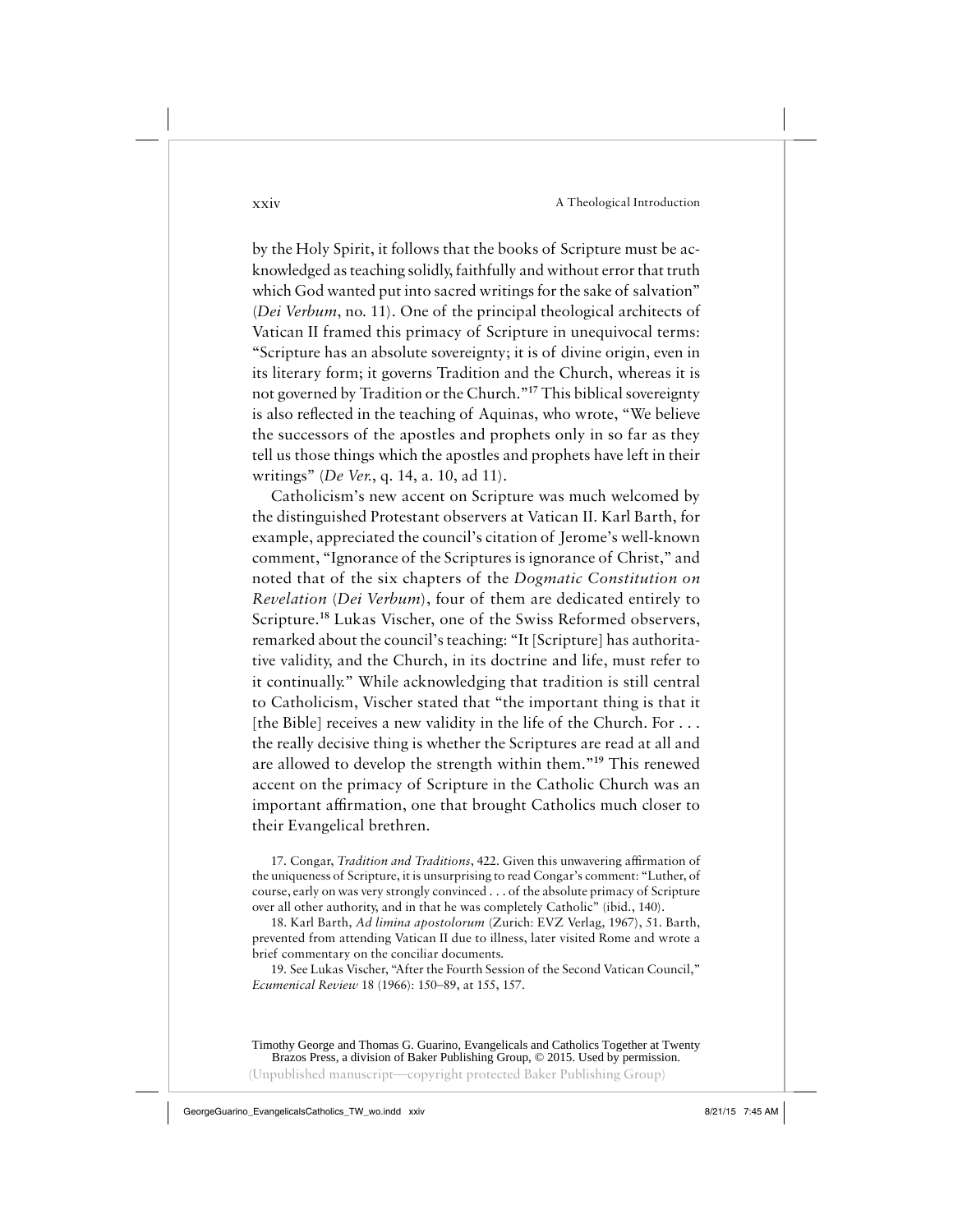by the Holy Spirit, it follows that the books of Scripture must be acknowledged as teaching solidly, faithfully and without error that truth which God wanted put into sacred writings for the sake of salvation" (*Dei Verbum*, no. 11). One of the principal theological architects of Vatican II framed this primacy of Scripture in unequivocal terms: "Scripture has an absolute sovereignty; it is of divine origin, even in its literary form; it governs Tradition and the Church, whereas it is not governed by Tradition or the Church."[17] This biblical sovereignty is also reflected in the teaching of Aquinas, who wrote, "We believe the successors of the apostles and prophets only in so far as they tell us those things which the apostles and prophets have left in their writings" (*De Ver.*, q. 14, a. 10, ad 11).

Catholicism's new accent on Scripture was much welcomed by the distinguished Protestant observers at Vatican II. Karl Barth, for example, appreciated the council's citation of Jerome's well-known comment, "Ignorance of the Scriptures is ignorance of Christ," and noted that of the six chapters of the *Dogmatic Constitution on Revelation* (*Dei Verbum*), four of them are dedicated entirely to Scripture.[18] Lukas Vischer, one of the Swiss Reformed observers, remarked about the council's teaching: "It [Scripture] has authoritative validity, and the Church, in its doctrine and life, must refer to it continually." While acknowledging that tradition is still central to Catholicism, Vischer stated that "the important thing is that it [the Bible] receives a new validity in the life of the Church. For . . . the really decisive thing is whether the Scriptures are read at all and are allowed to develop the strength within them."[19] This renewed accent on the primacy of Scripture in the Catholic Church was an important affirmation, one that brought Catholics much closer to their Evangelical brethren.

17. Congar, *Tradition and Traditions*, 422. Given this unwavering affirmation of the uniqueness of Scripture, it is unsurprising to read Congar's comment: "Luther, of course, early on was very strongly convinced . . . of the absolute primacy of Scripture over all other authority, and in that he was completely Catholic" (ibid., 140).

18. Karl Barth, *Ad limina apostolorum* (Zurich: EVZ Verlag, 1967), 51. Barth, prevented from attending Vatican II due to illness, later visited Rome and wrote a brief commentary on the conciliar documents.

19. See Lukas Vischer, "After the Fourth Session of the Second Vatican Council," *Ecumenical Review* 18 (1966): 150–89, at 155, 157.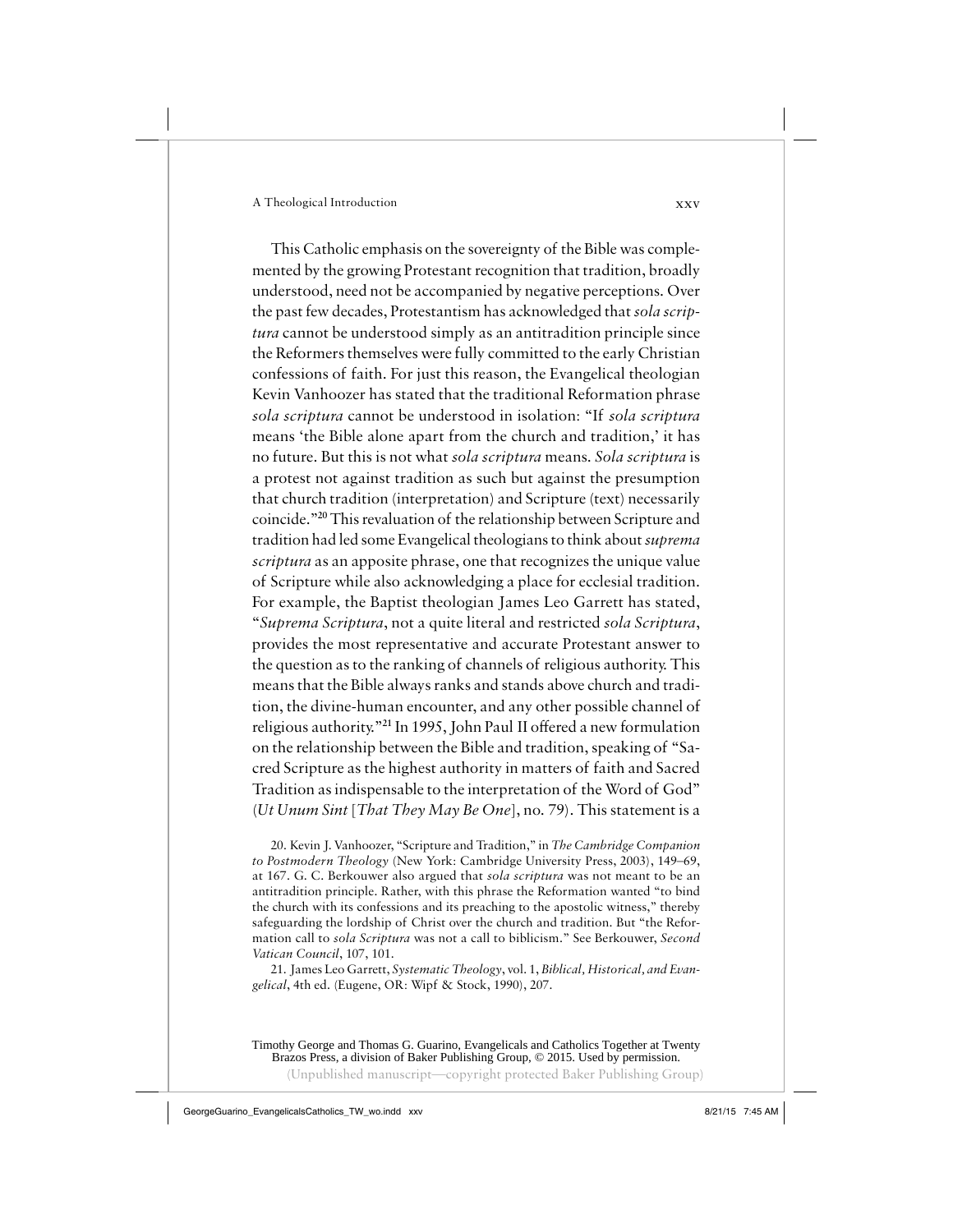This Catholic emphasis on the sovereignty of the Bible was complemented by the growing Protestant recognition that tradition, broadly understood, need not be accompanied by negative perceptions. Over the past few decades, Protestantism has acknowledged that *sola scriptura* cannot be understood simply as an antitradition principle since the Reformers themselves were fully committed to the early Christian confessions of faith. For just this reason, the Evangelical theologian Kevin Vanhoozer has stated that the traditional Reformation phrase *sola scriptura* cannot be understood in isolation: "If *sola scriptura* means 'the Bible alone apart from the church and tradition,' it has no future. But this is not what *sola scriptura* means. *Sola scriptura* is a protest not against tradition as such but against the presumption that church tradition (interpretation) and Scripture (text) necessarily coincide."[20] This revaluation of the relationship between Scripture and tradition had led some Evangelical theologians to think about *suprema scriptura* as an apposite phrase, one that recognizes the unique value of Scripture while also acknowledging a place for ecclesial tradition. For example, the Baptist theologian James Leo Garrett has stated, "*Suprema Scriptura*, not a quite literal and restricted *sola Scriptura*, provides the most representative and accurate Protestant answer to the question as to the ranking of channels of religious authority. This means that the Bible always ranks and stands above church and tradition, the divine-human encounter, and any other possible channel of religious authority."[21] In 1995, John Paul II offered a new formulation on the relationship between the Bible and tradition, speaking of "Sacred Scripture as the highest authority in matters of faith and Sacred Tradition as indispensable to the interpretation of the Word of God" (*Ut Unum Sint* [*That They May Be One*], no. 79). This statement is a

20. Kevin J. Vanhoozer, "Scripture and Tradition," in *The Cambridge Companion to Postmodern Theology* (New York: Cambridge University Press, 2003), 149–69, at 167. G. C. Berkouwer also argued that *sola scriptura* was not meant to be an antitradition principle. Rather, with this phrase the Reformation wanted "to bind the church with its confessions and its preaching to the apostolic witness," thereby safeguarding the lordship of Christ over the church and tradition. But "the Reformation call to *sola Scriptura* was not a call to biblicism." See Berkouwer, *Second Vatican Council*, 107, 101.

21. James Leo Garrett, *Systematic Theology*, vol. 1, *Biblical, Historical, and Evangelical*, 4th ed. (Eugene, OR: Wipf & Stock, 1990), 207.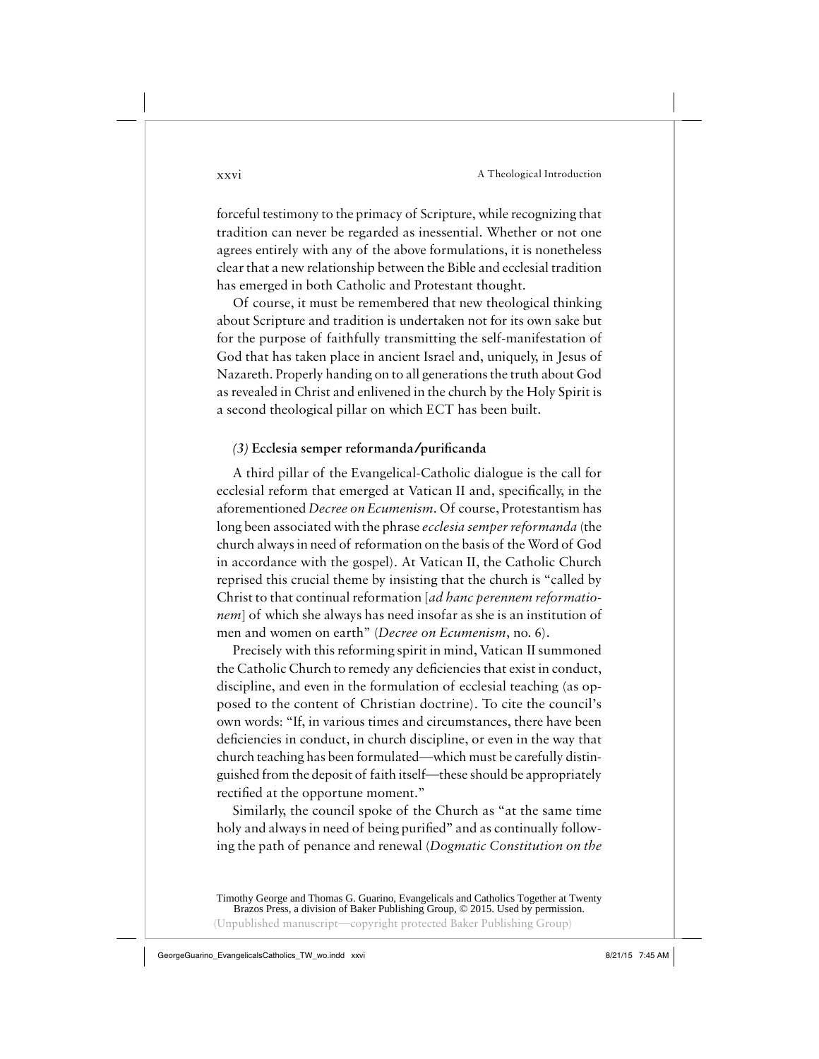forceful testimony to the primacy of Scripture, while recognizing that tradition can never be regarded as inessential. Whether or not one agrees entirely with any of the above formulations, it is nonetheless clear that a new relationship between the Bible and ecclesial tradition has emerged in both Catholic and Protestant thought.

Of course, it must be remembered that new theological thinking about Scripture and tradition is undertaken not for its own sake but for the purpose of faithfully transmitting the self-manifestation of God that has taken place in ancient Israel and, uniquely, in Jesus of Nazareth. Properly handing on to all generations the truth about God as revealed in Christ and enlivened in the church by the Holy Spirit is a second theological pillar on which ECT has been built.

### *(3)* **Ecclesia semper reformanda/purificanda**

A third pillar of the Evangelical-Catholic dialogue is the call for ecclesial reform that emerged at Vatican II and, specifically, in the aforementioned *Decree on Ecumenism*. Of course, Protestantism has long been associated with the phrase *ecclesia semper reformanda* (the church always in need of reformation on the basis of the Word of God in accordance with the gospel). At Vatican II, the Catholic Church reprised this crucial theme by insisting that the church is "called by Christ to that continual reformation [*ad hanc perennem reformationem*] of which she always has need insofar as she is an institution of men and women on earth" (*Decree on Ecumenism*, no. 6).

Precisely with this reforming spirit in mind, Vatican II summoned the Catholic Church to remedy any deficiencies that exist in conduct, discipline, and even in the formulation of ecclesial teaching (as opposed to the content of Christian doctrine). To cite the council's own words: "If, in various times and circumstances, there have been deficiencies in conduct, in church discipline, or even in the way that church teaching has been formulated—which must be carefully distinguished from the deposit of faith itself—these should be appropriately rectified at the opportune moment."

Similarly, the council spoke of the Church as "at the same time holy and always in need of being purified" and as continually following the path of penance and renewal (*Dogmatic Constitution on the*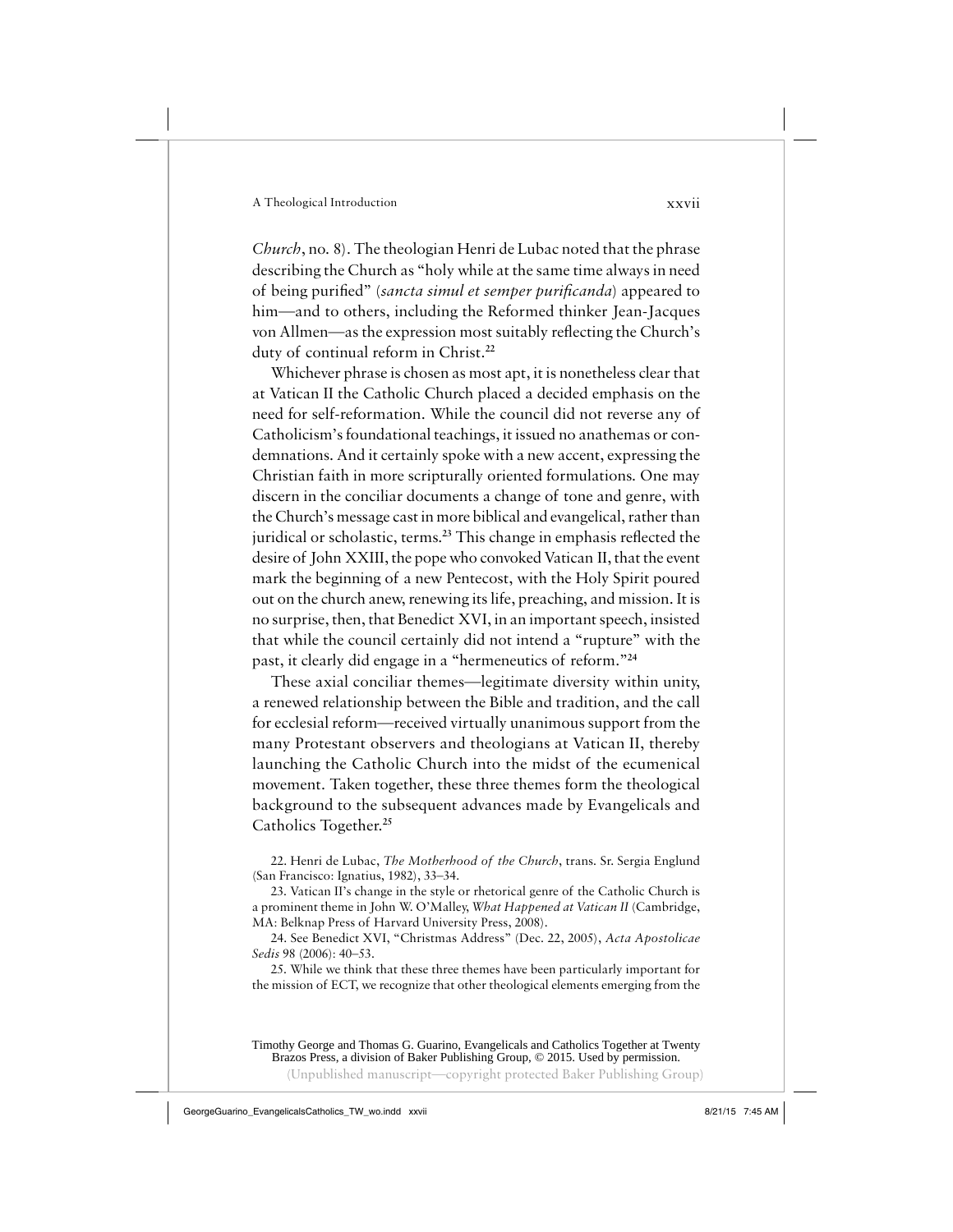*Church*, no. 8). The theologian Henri de Lubac noted that the phrase describing the Church as "holy while at the same time always in need of being purified" (*sancta simul et semper purificanda*) appeared to him—and to others, including the Reformed thinker Jean-Jacques von Allmen—as the expression most suitably reflecting the Church's duty of continual reform in Christ.[22]

Whichever phrase is chosen as most apt, it is nonetheless clear that at Vatican II the Catholic Church placed a decided emphasis on the need for self-reformation. While the council did not reverse any of Catholicism's foundational teachings, it issued no anathemas or condemnations. And it certainly spoke with a new accent, expressing the Christian faith in more scripturally oriented formulations. One may discern in the conciliar documents a change of tone and genre, with the Church's message cast in more biblical and evangelical, rather than juridical or scholastic, terms.[23] This change in emphasis reflected the desire of John XXIII, the pope who convoked Vatican II, that the event mark the beginning of a new Pentecost, with the Holy Spirit poured out on the church anew, renewing its life, preaching, and mission. It is no surprise, then, that Benedict XVI, in an important speech, insisted that while the council certainly did not intend a "rupture" with the past, it clearly did engage in a "hermeneutics of reform."[24]

These axial conciliar themes—legitimate diversity within unity, a renewed relationship between the Bible and tradition, and the call for ecclesial reform—received virtually unanimous support from the many Protestant observers and theologians at Vatican II, thereby launching the Catholic Church into the midst of the ecumenical movement. Taken together, these three themes form the theological background to the subsequent advances made by Evangelicals and Catholics Together.[25]

22. Henri de Lubac, *The Motherhood of the Church*, trans. Sr. Sergia Englund (San Francisco: Ignatius, 1982), 33–34.

23. Vatican II's change in the style or rhetorical genre of the Catholic Church is a prominent theme in John W. O'Malley, *What Happened at Vatican II* (Cambridge, MA: Belknap Press of Harvard University Press, 2008).

24. See Benedict XVI, "Christmas Address" (Dec. 22, 2005), *Acta Apostolicae Sedis* 98 (2006): 40–53.

25. While we think that these three themes have been particularly important for the mission of ECT, we recognize that other theological elements emerging from the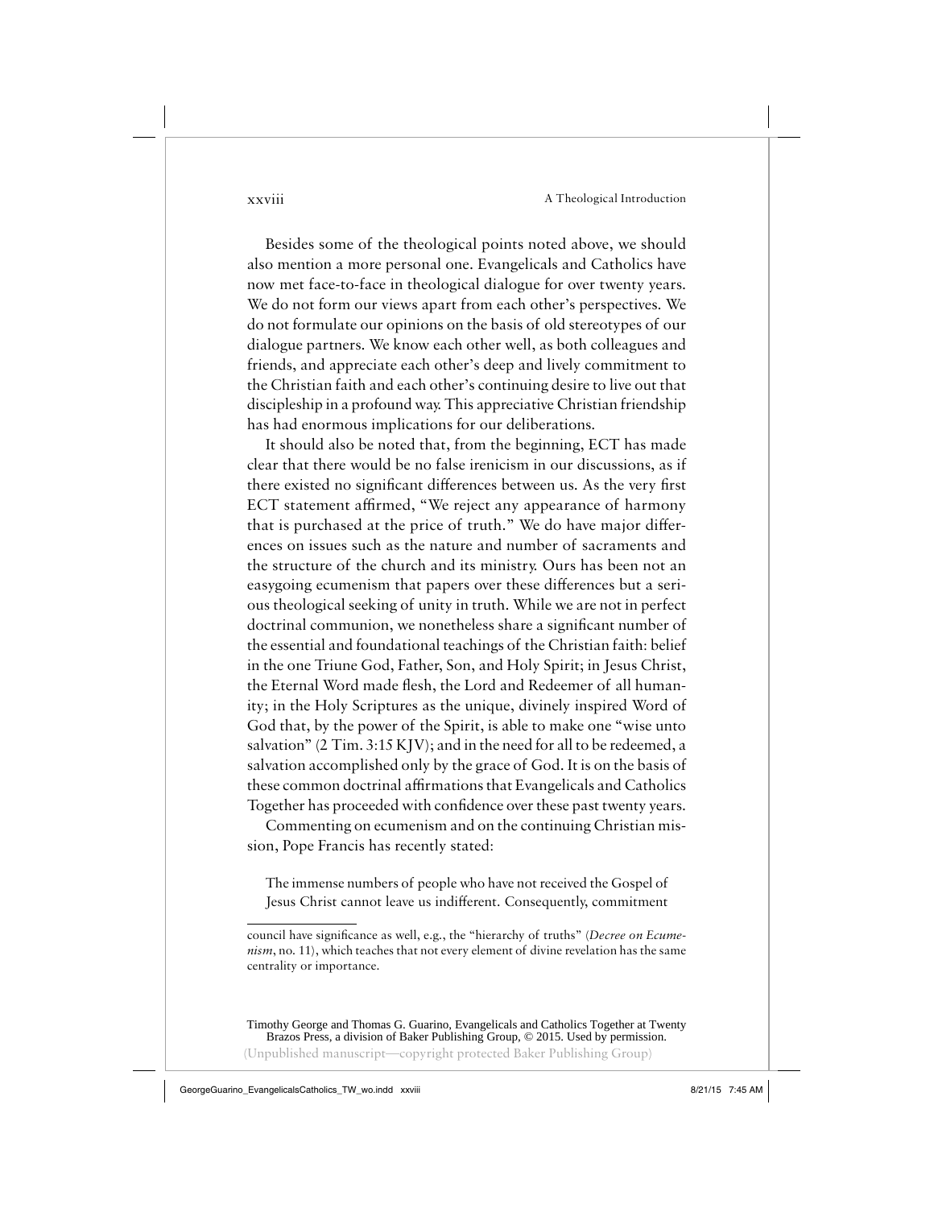Besides some of the theological points noted above, we should also mention a more personal one. Evangelicals and Catholics have now met face-to-face in theological dialogue for over twenty years. We do not form our views apart from each other's perspectives. We do not formulate our opinions on the basis of old stereotypes of our dialogue partners. We know each other well, as both colleagues and friends, and appreciate each other's deep and lively commitment to the Christian faith and each other's continuing desire to live out that discipleship in a profound way. This appreciative Christian friendship has had enormous implications for our deliberations.

It should also be noted that, from the beginning, ECT has made clear that there would be no false irenicism in our discussions, as if there existed no significant differences between us. As the very first ECT statement affirmed, "We reject any appearance of harmony that is purchased at the price of truth." We do have major differences on issues such as the nature and number of sacraments and the structure of the church and its ministry. Ours has been not an easygoing ecumenism that papers over these differences but a serious theological seeking of unity in truth. While we are not in perfect doctrinal communion, we nonetheless share a significant number of the essential and foundational teachings of the Christian faith: belief in the one Triune God, Father, Son, and Holy Spirit; in Jesus Christ, the Eternal Word made flesh, the Lord and Redeemer of all humanity; in the Holy Scriptures as the unique, divinely inspired Word of God that, by the power of the Spirit, is able to make one "wise unto salvation" (2 Tim. 3:15 KJV); and in the need for all to be redeemed, a salvation accomplished only by the grace of God. It is on the basis of these common doctrinal affirmations that Evangelicals and Catholics Together has proceeded with confidence over these past twenty years.

Commenting on ecumenism and on the continuing Christian mission, Pope Francis has recently stated:

> The immense numbers of people who have not received the Gospel of Jesus Christ cannot leave us indifferent. Consequently, commitment

---

council have significance as well, e.g., the "hierarchy of truths" (*Decree on Ecumenism*, no. 11), which teaches that not every element of divine revelation has the same centrality or importance.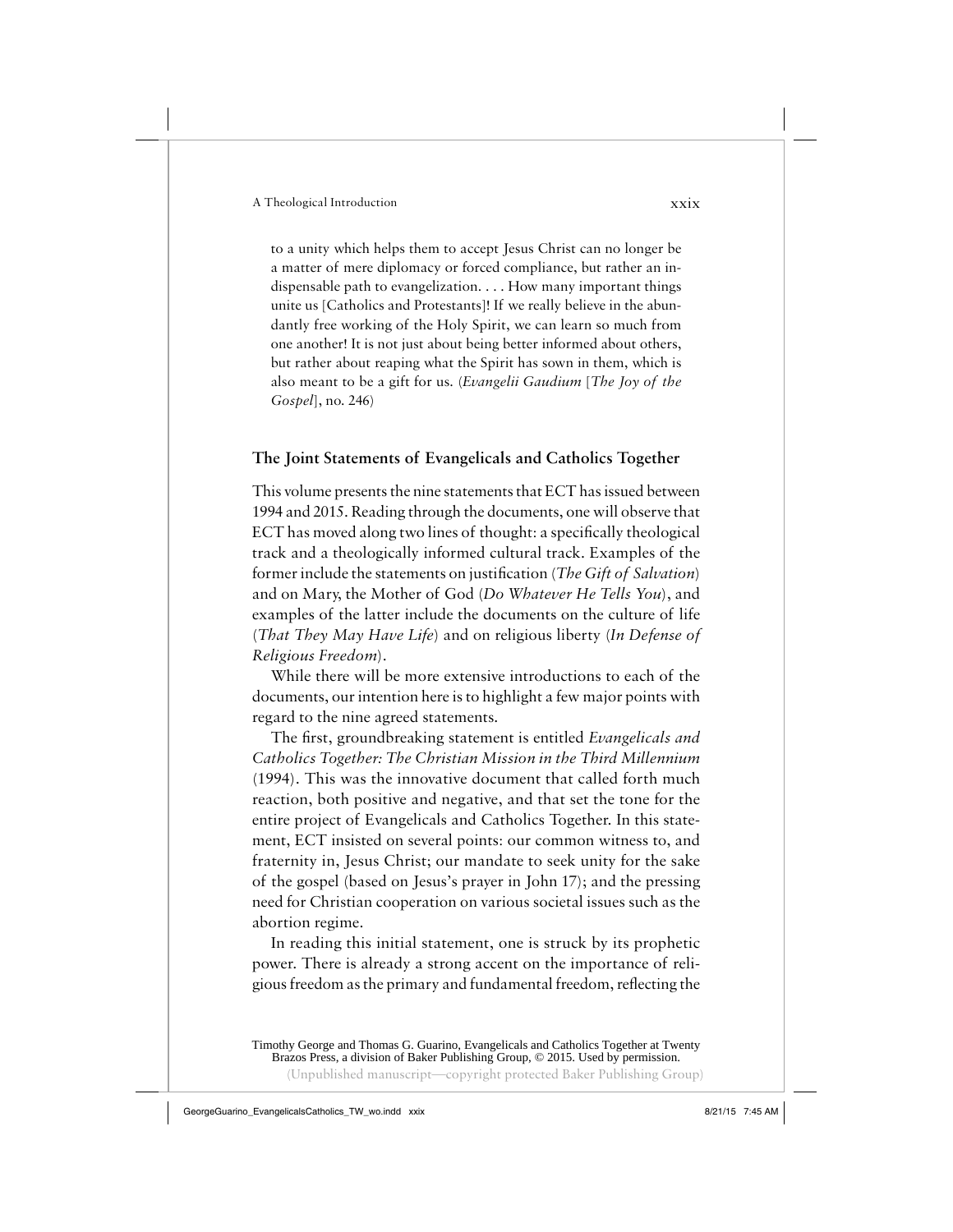to a unity which helps them to accept Jesus Christ can no longer be a matter of mere diplomacy or forced compliance, but rather an indispensable path to evangelization. . . . How many important things unite us [Catholics and Protestants]! If we really believe in the abundantly free working of the Holy Spirit, we can learn so much from one another! It is not just about being better informed about others, but rather about reaping what the Spirit has sown in them, which is also meant to be a gift for us. (*Evangelii Gaudium* [*The Joy of the Gospel*], no. 246)

## The Joint Statements of Evangelicals and Catholics Together

This volume presents the nine statements that ECT has issued between 1994 and 2015. Reading through the documents, one will observe that ECT has moved along two lines of thought: a specifically theological track and a theologically informed cultural track. Examples of the former include the statements on justification (*The Gift of Salvation*) and on Mary, the Mother of God (*Do Whatever He Tells You*), and examples of the latter include the documents on the culture of life (*That They May Have Life*) and on religious liberty (*In Defense of Religious Freedom*).

While there will be more extensive introductions to each of the documents, our intention here is to highlight a few major points with regard to the nine agreed statements.

The first, groundbreaking statement is entitled *Evangelicals and Catholics Together: The Christian Mission in the Third Millennium* (1994). This was the innovative document that called forth much reaction, both positive and negative, and that set the tone for the entire project of Evangelicals and Catholics Together. In this statement, ECT insisted on several points: our common witness to, and fraternity in, Jesus Christ; our mandate to seek unity for the sake of the gospel (based on Jesus's prayer in John 17); and the pressing need for Christian cooperation on various societal issues such as the abortion regime.

In reading this initial statement, one is struck by its prophetic power. There is already a strong accent on the importance of religious freedom as the primary and fundamental freedom, reflecting the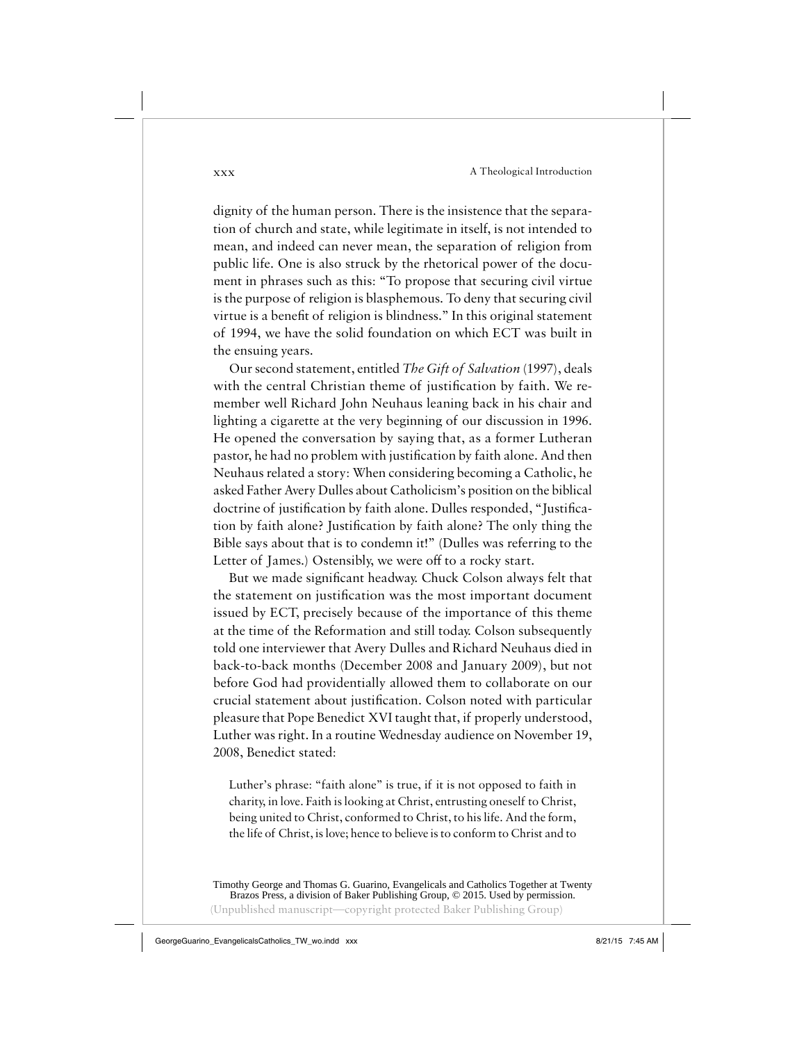dignity of the human person. There is the insistence that the separation of church and state, while legitimate in itself, is not intended to mean, and indeed can never mean, the separation of religion from public life. One is also struck by the rhetorical power of the document in phrases such as this: "To propose that securing civil virtue is the purpose of religion is blasphemous. To deny that securing civil virtue is a benefit of religion is blindness." In this original statement of 1994, we have the solid foundation on which ECT was built in the ensuing years.

Our second statement, entitled *The Gift of Salvation* (1997), deals with the central Christian theme of justification by faith. We remember well Richard John Neuhaus leaning back in his chair and lighting a cigarette at the very beginning of our discussion in 1996. He opened the conversation by saying that, as a former Lutheran pastor, he had no problem with justification by faith alone. And then Neuhaus related a story: When considering becoming a Catholic, he asked Father Avery Dulles about Catholicism's position on the biblical doctrine of justification by faith alone. Dulles responded, "Justification by faith alone? Justification by faith alone? The only thing the Bible says about that is to condemn it!" (Dulles was referring to the Letter of James.) Ostensibly, we were off to a rocky start.

But we made significant headway. Chuck Colson always felt that the statement on justification was the most important document issued by ECT, precisely because of the importance of this theme at the time of the Reformation and still today. Colson subsequently told one interviewer that Avery Dulles and Richard Neuhaus died in back-to-back months (December 2008 and January 2009), but not before God had providentially allowed them to collaborate on our crucial statement about justification. Colson noted with particular pleasure that Pope Benedict XVI taught that, if properly understood, Luther was right. In a routine Wednesday audience on November 19, 2008, Benedict stated:

> Luther's phrase: "faith alone" is true, if it is not opposed to faith in charity, in love. Faith is looking at Christ, entrusting oneself to Christ, being united to Christ, conformed to Christ, to his life. And the form, the life of Christ, is love; hence to believe is to conform to Christ and to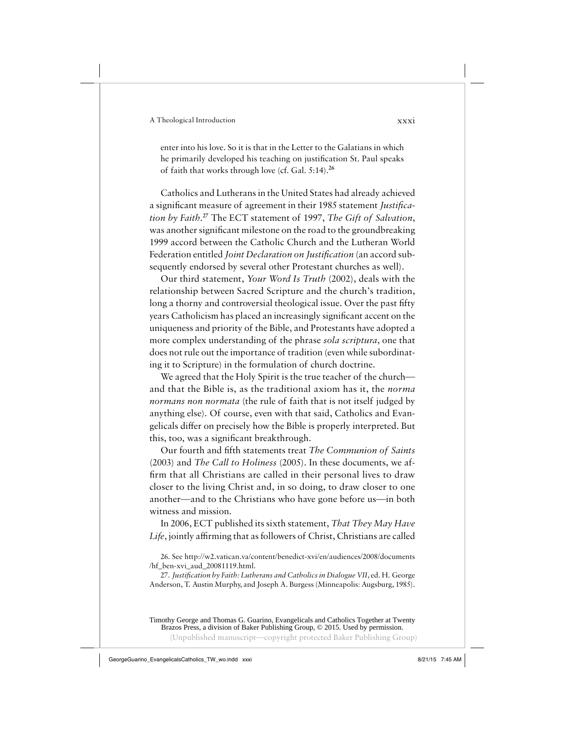enter into his love. So it is that in the Letter to the Galatians in which he primarily developed his teaching on justification St. Paul speaks of faith that works through love (cf. Gal. 5:14).[26]

Catholics and Lutherans in the United States had already achieved a significant measure of agreement in their 1985 statement *Justification by Faith*.[27] The ECT statement of 1997, *The Gift of Salvation*, was another significant milestone on the road to the groundbreaking 1999 accord between the Catholic Church and the Lutheran World Federation entitled *Joint Declaration on Justification* (an accord subsequently endorsed by several other Protestant churches as well).

Our third statement, *Your Word Is Truth* (2002), deals with the relationship between Sacred Scripture and the church's tradition, long a thorny and controversial theological issue. Over the past fifty years Catholicism has placed an increasingly significant accent on the uniqueness and priority of the Bible, and Protestants have adopted a more complex understanding of the phrase *sola scriptura*, one that does not rule out the importance of tradition (even while subordinating it to Scripture) in the formulation of church doctrine.

We agreed that the Holy Spirit is the true teacher of the church—and that the Bible is, as the traditional axiom has it, the *norma normans non normata* (the rule of faith that is not itself judged by anything else). Of course, even with that said, Catholics and Evangelicals differ on precisely how the Bible is properly interpreted. But this, too, was a significant breakthrough.

Our fourth and fifth statements treat *The Communion of Saints* (2003) and *The Call to Holiness* (2005). In these documents, we affirm that all Christians are called in their personal lives to draw closer to the living Christ and, in so doing, to draw closer to one another—and to the Christians who have gone before us—in both witness and mission.

In 2006, ECT published its sixth statement, *That They May Have Life*, jointly affirming that as followers of Christ, Christians are called

26. See http://w2.vatican.va/content/benedict-xvi/en/audiences/2008/documents/hf_ben-xvi_aud_20081119.html.

27. *Justification by Faith: Lutherans and Catholics in Dialogue VII*, ed. H. George Anderson, T. Austin Murphy, and Joseph A. Burgess (Minneapolis: Augsburg, 1985).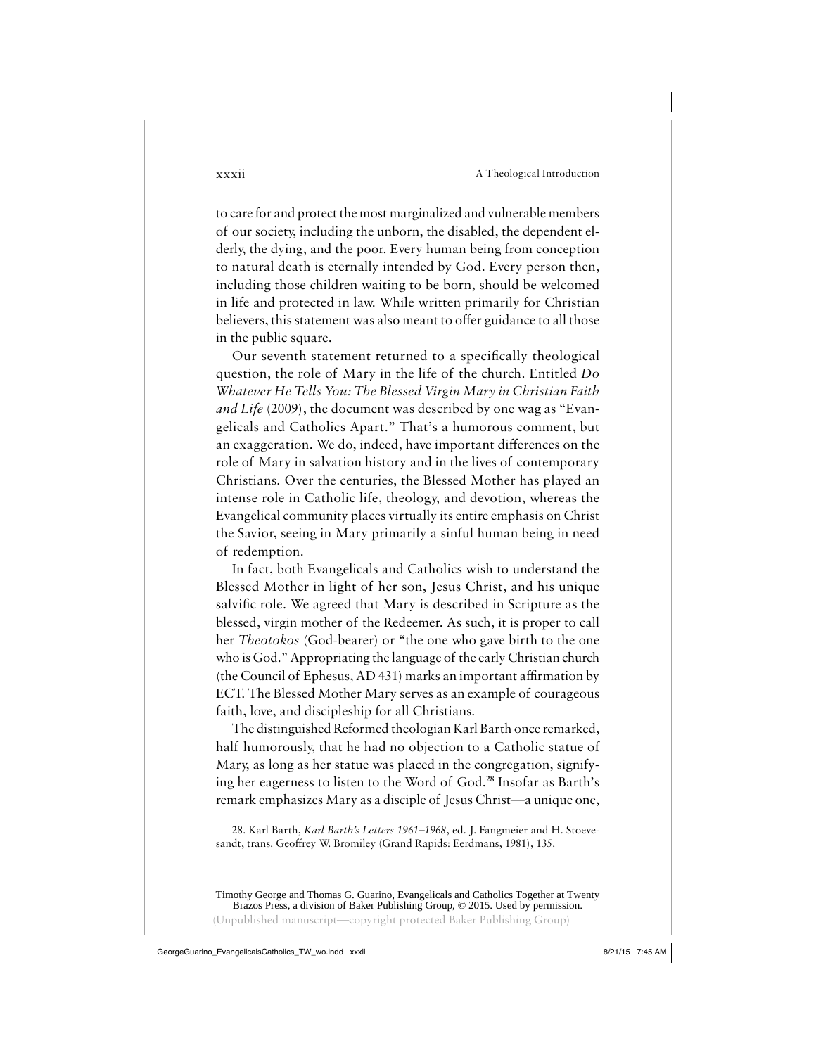to care for and protect the most marginalized and vulnerable members of our society, including the unborn, the disabled, the dependent elderly, the dying, and the poor. Every human being from conception to natural death is eternally intended by God. Every person then, including those children waiting to be born, should be welcomed in life and protected in law. While written primarily for Christian believers, this statement was also meant to offer guidance to all those in the public square.

Our seventh statement returned to a specifically theological question, the role of Mary in the life of the church. Entitled *Do Whatever He Tells You: The Blessed Virgin Mary in Christian Faith and Life* (2009), the document was described by one wag as "Evangelicals and Catholics Apart." That's a humorous comment, but an exaggeration. We do, indeed, have important differences on the role of Mary in salvation history and in the lives of contemporary Christians. Over the centuries, the Blessed Mother has played an intense role in Catholic life, theology, and devotion, whereas the Evangelical community places virtually its entire emphasis on Christ the Savior, seeing in Mary primarily a sinful human being in need of redemption.

In fact, both Evangelicals and Catholics wish to understand the Blessed Mother in light of her son, Jesus Christ, and his unique salvific role. We agreed that Mary is described in Scripture as the blessed, virgin mother of the Redeemer. As such, it is proper to call her *Theotokos* (God-bearer) or "the one who gave birth to the one who is God." Appropriating the language of the early Christian church (the Council of Ephesus, AD 431) marks an important affirmation by ECT. The Blessed Mother Mary serves as an example of courageous faith, love, and discipleship for all Christians.

The distinguished Reformed theologian Karl Barth once remarked, half humorously, that he had no objection to a Catholic statue of Mary, as long as her statue was placed in the congregation, signifying her eagerness to listen to the Word of God.[28] Insofar as Barth's remark emphasizes Mary as a disciple of Jesus Christ—a unique one,

28. Karl Barth, *Karl Barth's Letters 1961–1968*, ed. J. Fangmeier and H. Stoevesandt, trans. Geoffrey W. Bromiley (Grand Rapids: Eerdmans, 1981), 135.

Timothy George and Thomas G. Guarino, Evangelicals and Catholics Together at Twenty
Brazos Press, a division of Baker Publishing Group, © 2015. Used by permission.
(Unpublished manuscript—copyright protected Baker Publishing Group)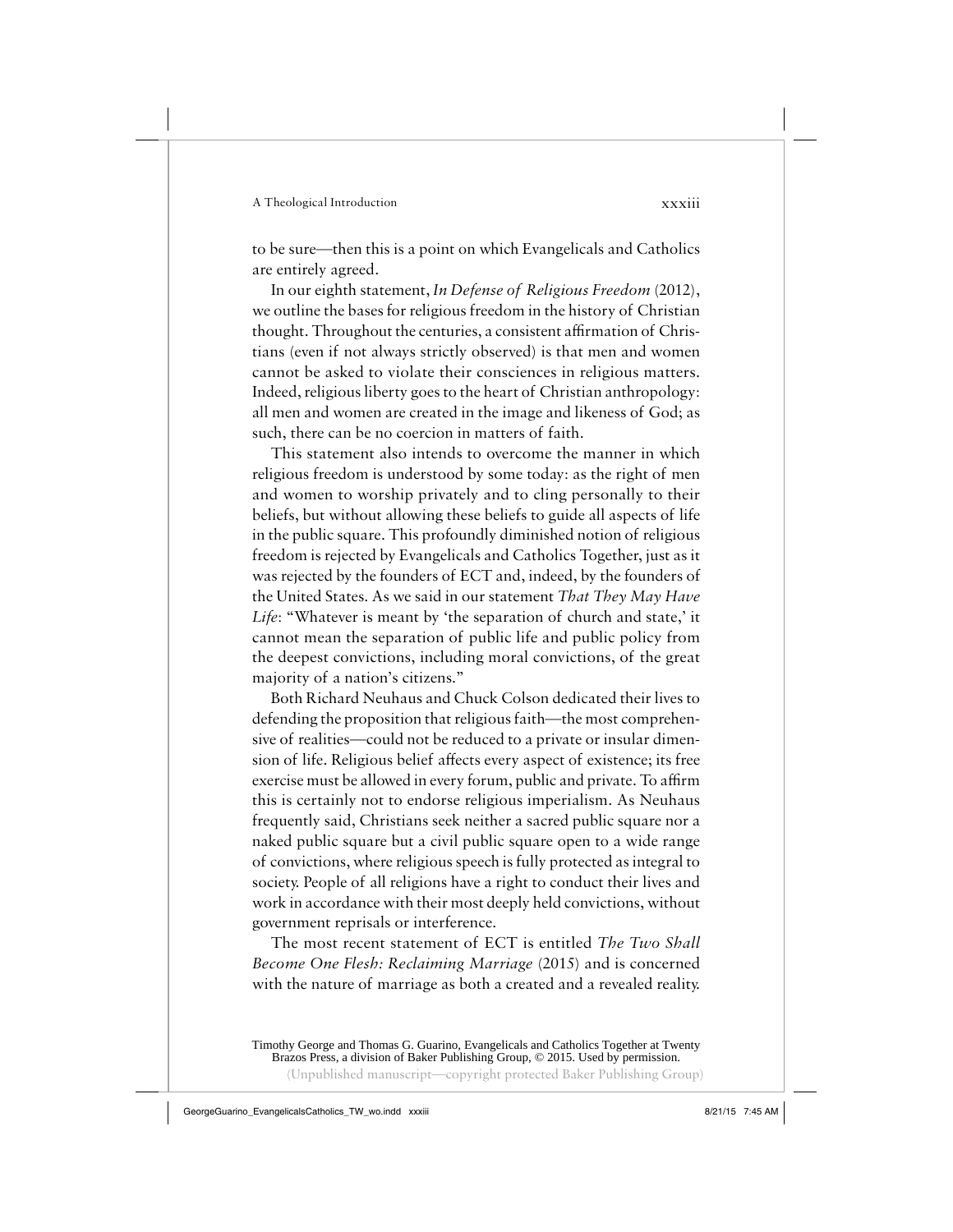to be sure—then this is a point on which Evangelicals and Catholics are entirely agreed.

In our eighth statement, *In Defense of Religious Freedom* (2012), we outline the bases for religious freedom in the history of Christian thought. Throughout the centuries, a consistent affirmation of Christians (even if not always strictly observed) is that men and women cannot be asked to violate their consciences in religious matters. Indeed, religious liberty goes to the heart of Christian anthropology: all men and women are created in the image and likeness of God; as such, there can be no coercion in matters of faith.

This statement also intends to overcome the manner in which religious freedom is understood by some today: as the right of men and women to worship privately and to cling personally to their beliefs, but without allowing these beliefs to guide all aspects of life in the public square. This profoundly diminished notion of religious freedom is rejected by Evangelicals and Catholics Together, just as it was rejected by the founders of ECT and, indeed, by the founders of the United States. As we said in our statement *That They May Have Life*: "Whatever is meant by 'the separation of church and state,' it cannot mean the separation of public life and public policy from the deepest convictions, including moral convictions, of the great majority of a nation's citizens."

Both Richard Neuhaus and Chuck Colson dedicated their lives to defending the proposition that religious faith—the most comprehensive of realities—could not be reduced to a private or insular dimension of life. Religious belief affects every aspect of existence; its free exercise must be allowed in every forum, public and private. To affirm this is certainly not to endorse religious imperialism. As Neuhaus frequently said, Christians seek neither a sacred public square nor a naked public square but a civil public square open to a wide range of convictions, where religious speech is fully protected as integral to society. People of all religions have a right to conduct their lives and work in accordance with their most deeply held convictions, without government reprisals or interference.

The most recent statement of ECT is entitled *The Two Shall Become One Flesh: Reclaiming Marriage* (2015) and is concerned with the nature of marriage as both a created and a revealed reality.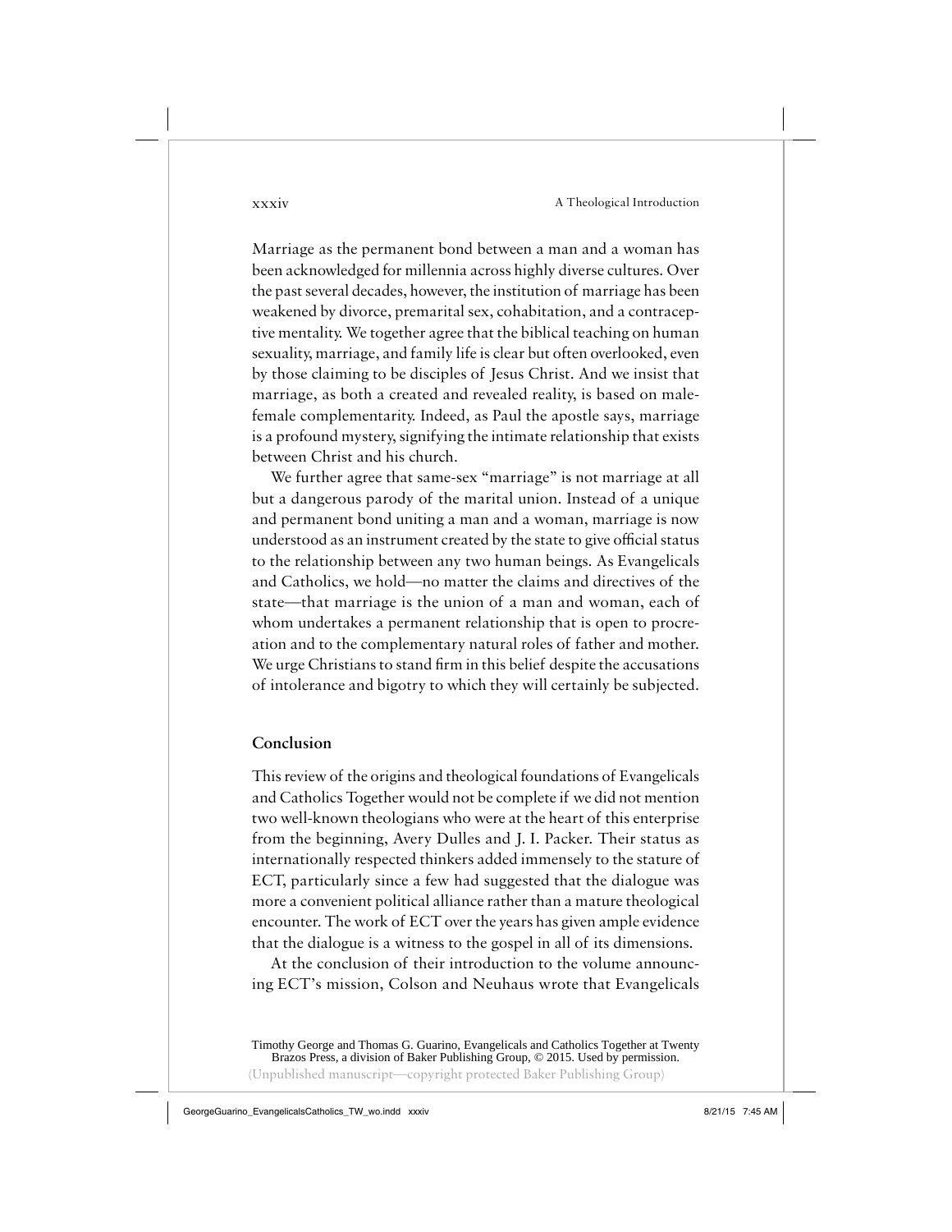Marriage as the permanent bond between a man and a woman has been acknowledged for millennia across highly diverse cultures. Over the past several decades, however, the institution of marriage has been weakened by divorce, premarital sex, cohabitation, and a contraceptive mentality. We together agree that the biblical teaching on human sexuality, marriage, and family life is clear but often overlooked, even by those claiming to be disciples of Jesus Christ. And we insist that marriage, as both a created and revealed reality, is based on male-female complementarity. Indeed, as Paul the apostle says, marriage is a profound mystery, signifying the intimate relationship that exists between Christ and his church.

We further agree that same-sex "marriage" is not marriage at all but a dangerous parody of the marital union. Instead of a unique and permanent bond uniting a man and a woman, marriage is now understood as an instrument created by the state to give official status to the relationship between any two human beings. As Evangelicals and Catholics, we hold—no matter the claims and directives of the state—that marriage is the union of a man and woman, each of whom undertakes a permanent relationship that is open to procreation and to the complementary natural roles of father and mother. We urge Christians to stand firm in this belief despite the accusations of intolerance and bigotry to which they will certainly be subjected.

## Conclusion

This review of the origins and theological foundations of Evangelicals and Catholics Together would not be complete if we did not mention two well-known theologians who were at the heart of this enterprise from the beginning, Avery Dulles and J. I. Packer. Their status as internationally respected thinkers added immensely to the stature of ECT, particularly since a few had suggested that the dialogue was more a convenient political alliance rather than a mature theological encounter. The work of ECT over the years has given ample evidence that the dialogue is a witness to the gospel in all of its dimensions.

At the conclusion of their introduction to the volume announcing ECT's mission, Colson and Neuhaus wrote that Evangelicals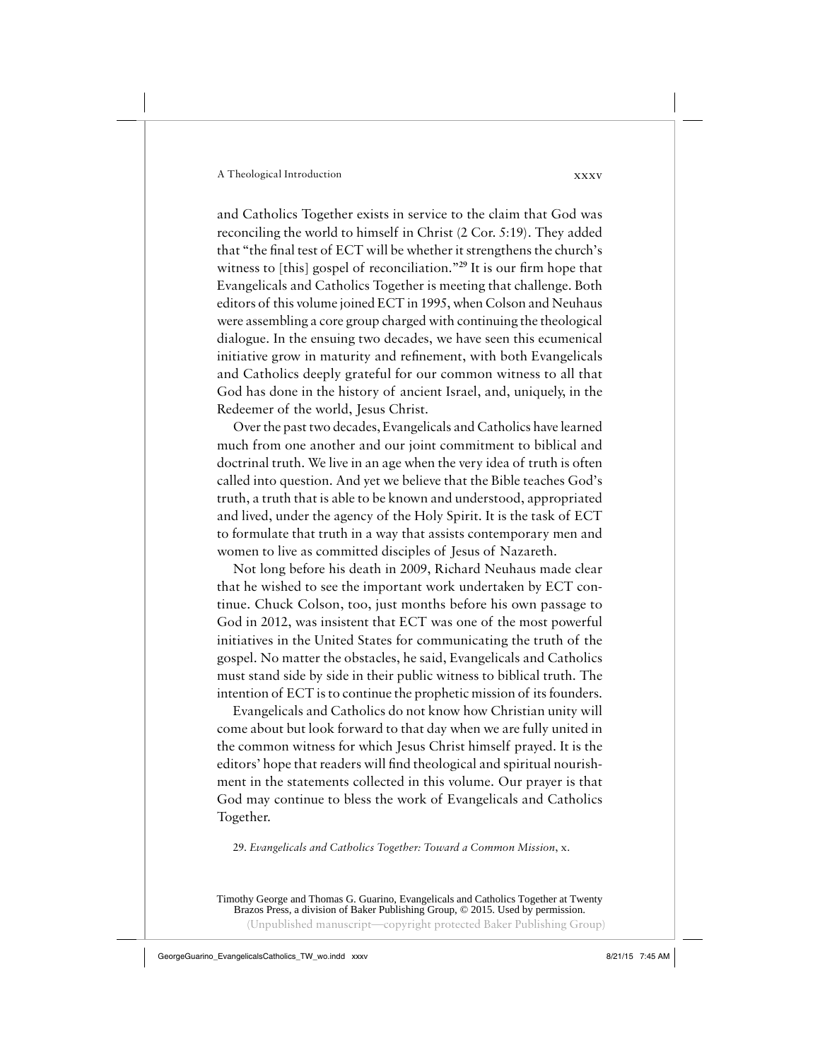and Catholics Together exists in service to the claim that God was reconciling the world to himself in Christ (2 Cor. 5:19). They added that "the final test of ECT will be whether it strengthens the church's witness to [this] gospel of reconciliation."[29] It is our firm hope that Evangelicals and Catholics Together is meeting that challenge. Both editors of this volume joined ECT in 1995, when Colson and Neuhaus were assembling a core group charged with continuing the theological dialogue. In the ensuing two decades, we have seen this ecumenical initiative grow in maturity and refinement, with both Evangelicals and Catholics deeply grateful for our common witness to all that God has done in the history of ancient Israel, and, uniquely, in the Redeemer of the world, Jesus Christ.

Over the past two decades, Evangelicals and Catholics have learned much from one another and our joint commitment to biblical and doctrinal truth. We live in an age when the very idea of truth is often called into question. And yet we believe that the Bible teaches God's truth, a truth that is able to be known and understood, appropriated and lived, under the agency of the Holy Spirit. It is the task of ECT to formulate that truth in a way that assists contemporary men and women to live as committed disciples of Jesus of Nazareth.

Not long before his death in 2009, Richard Neuhaus made clear that he wished to see the important work undertaken by ECT continue. Chuck Colson, too, just months before his own passage to God in 2012, was insistent that ECT was one of the most powerful initiatives in the United States for communicating the truth of the gospel. No matter the obstacles, he said, Evangelicals and Catholics must stand side by side in their public witness to biblical truth. The intention of ECT is to continue the prophetic mission of its founders.

Evangelicals and Catholics do not know how Christian unity will come about but look forward to that day when we are fully united in the common witness for which Jesus Christ himself prayed. It is the editors' hope that readers will find theological and spiritual nourishment in the statements collected in this volume. Our prayer is that God may continue to bless the work of Evangelicals and Catholics Together.

29. *Evangelicals and Catholics Together: Toward a Common Mission*, x.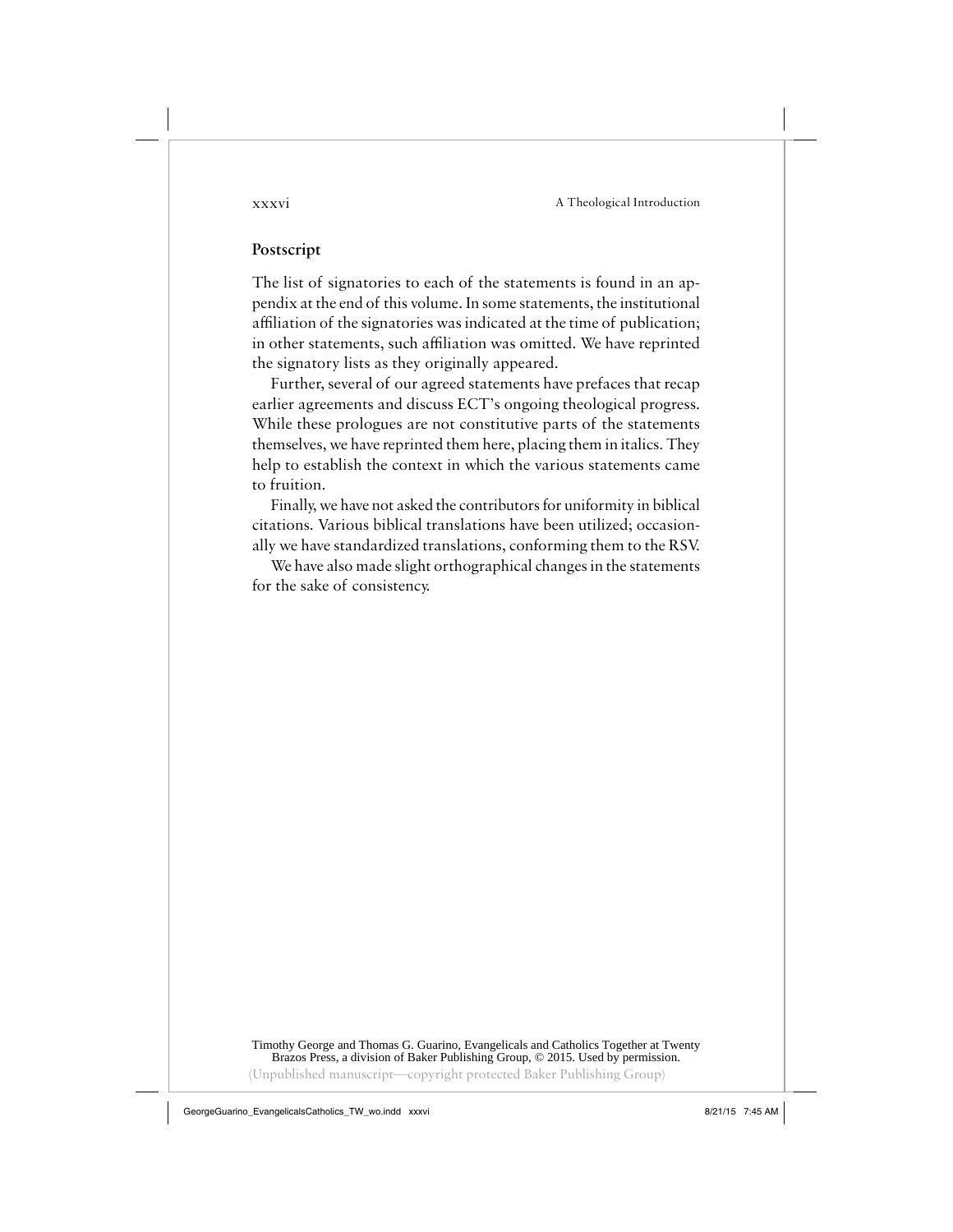## Postscript

The list of signatories to each of the statements is found in an appendix at the end of this volume. In some statements, the institutional affiliation of the signatories was indicated at the time of publication; in other statements, such affiliation was omitted. We have reprinted the signatory lists as they originally appeared.

Further, several of our agreed statements have prefaces that recap earlier agreements and discuss ECT's ongoing theological progress. While these prologues are not constitutive parts of the statements themselves, we have reprinted them here, placing them in italics. They help to establish the context in which the various statements came to fruition.

Finally, we have not asked the contributors for uniformity in biblical citations. Various biblical translations have been utilized; occasionally we have standardized translations, conforming them to the RSV.

We have also made slight orthographical changes in the statements for the sake of consistency.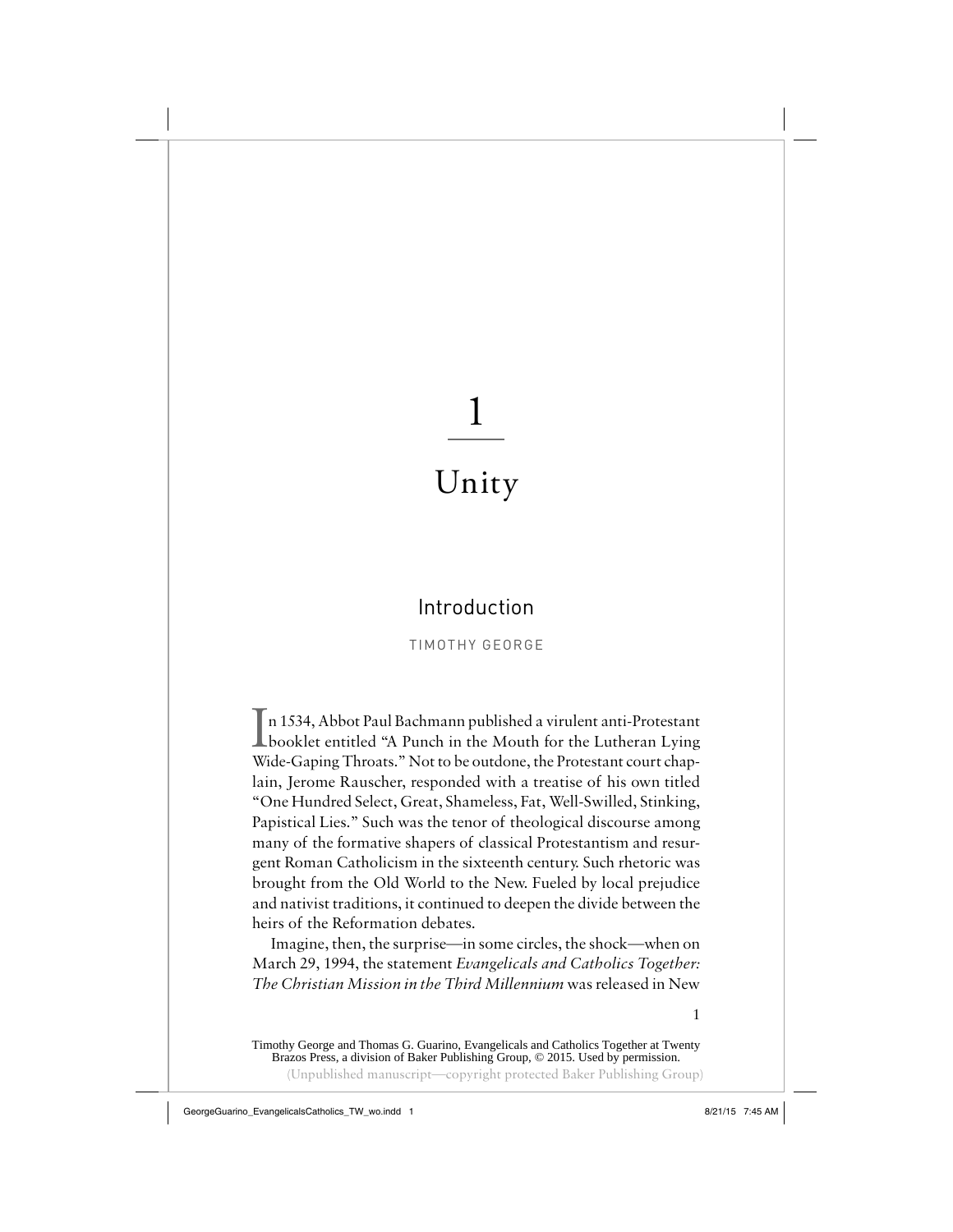# 1

# Unity

## Introduction

TIMOTHY GEORGE

In 1534, Abbot Paul Bachmann published a virulent anti-Protestant booklet entitled "A Punch in the Mouth for the Lutheran Lying Wide-Gaping Throats." Not to be outdone, the Protestant court chaplain, Jerome Rauscher, responded with a treatise of his own titled "One Hundred Select, Great, Shameless, Fat, Well-Swilled, Stinking, Papistical Lies." Such was the tenor of theological discourse among many of the formative shapers of classical Protestantism and resurgent Roman Catholicism in the sixteenth century. Such rhetoric was brought from the Old World to the New. Fueled by local prejudice and nativist traditions, it continued to deepen the divide between the heirs of the Reformation debates.

Imagine, then, the surprise—in some circles, the shock—when on March 29, 1994, the statement *Evangelicals and Catholics Together: The Christian Mission in the Third Millennium* was released in New

Timothy George and Thomas G. Guarino, Evangelicals and Catholics Together at Twenty
Brazos Press, a division of Baker Publishing Group, © 2015. Used by permission.

(Unpublished manuscript—copyright protected Baker Publishing Group)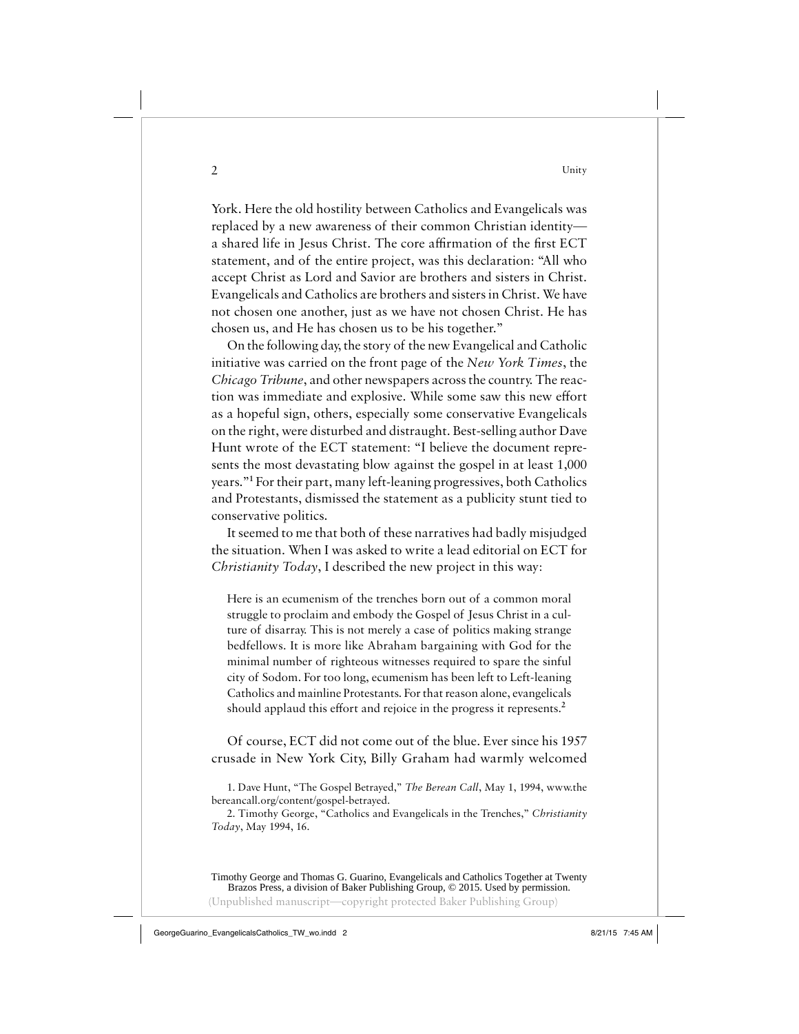York. Here the old hostility between Catholics and Evangelicals was replaced by a new awareness of their common Christian identity—a shared life in Jesus Christ. The core affirmation of the first ECT statement, and of the entire project, was this declaration: "All who accept Christ as Lord and Savior are brothers and sisters in Christ. Evangelicals and Catholics are brothers and sisters in Christ. We have not chosen one another, just as we have not chosen Christ. He has chosen us, and He has chosen us to be his together."

On the following day, the story of the new Evangelical and Catholic initiative was carried on the front page of the *New York Times*, the *Chicago Tribune*, and other newspapers across the country. The reaction was immediate and explosive. While some saw this new effort as a hopeful sign, others, especially some conservative Evangelicals on the right, were disturbed and distraught. Best-selling author Dave Hunt wrote of the ECT statement: "I believe the document represents the most devastating blow against the gospel in at least 1,000 years."[1] For their part, many left-leaning progressives, both Catholics and Protestants, dismissed the statement as a publicity stunt tied to conservative politics.

It seemed to me that both of these narratives had badly misjudged the situation. When I was asked to write a lead editorial on ECT for *Christianity Today*, I described the new project in this way:

> Here is an ecumenism of the trenches born out of a common moral struggle to proclaim and embody the Gospel of Jesus Christ in a culture of disarray. This is not merely a case of politics making strange bedfellows. It is more like Abraham bargaining with God for the minimal number of righteous witnesses required to spare the sinful city of Sodom. For too long, ecumenism has been left to Left-leaning Catholics and mainline Protestants. For that reason alone, evangelicals should applaud this effort and rejoice in the progress it represents.[2]

Of course, ECT did not come out of the blue. Ever since his 1957 crusade in New York City, Billy Graham had warmly welcomed

1. Dave Hunt, "The Gospel Betrayed," *The Berean Call*, May 1, 1994, www.thebereancall.org/content/gospel-betrayed.

2. Timothy George, "Catholics and Evangelicals in the Trenches," *Christianity Today*, May 1994, 16.

Timothy George and Thomas G. Guarino, Evangelicals and Catholics Together at Twenty
Brazos Press, a division of Baker Publishing Group, © 2015. Used by permission.
(Unpublished manuscript—copyright protected Baker Publishing Group)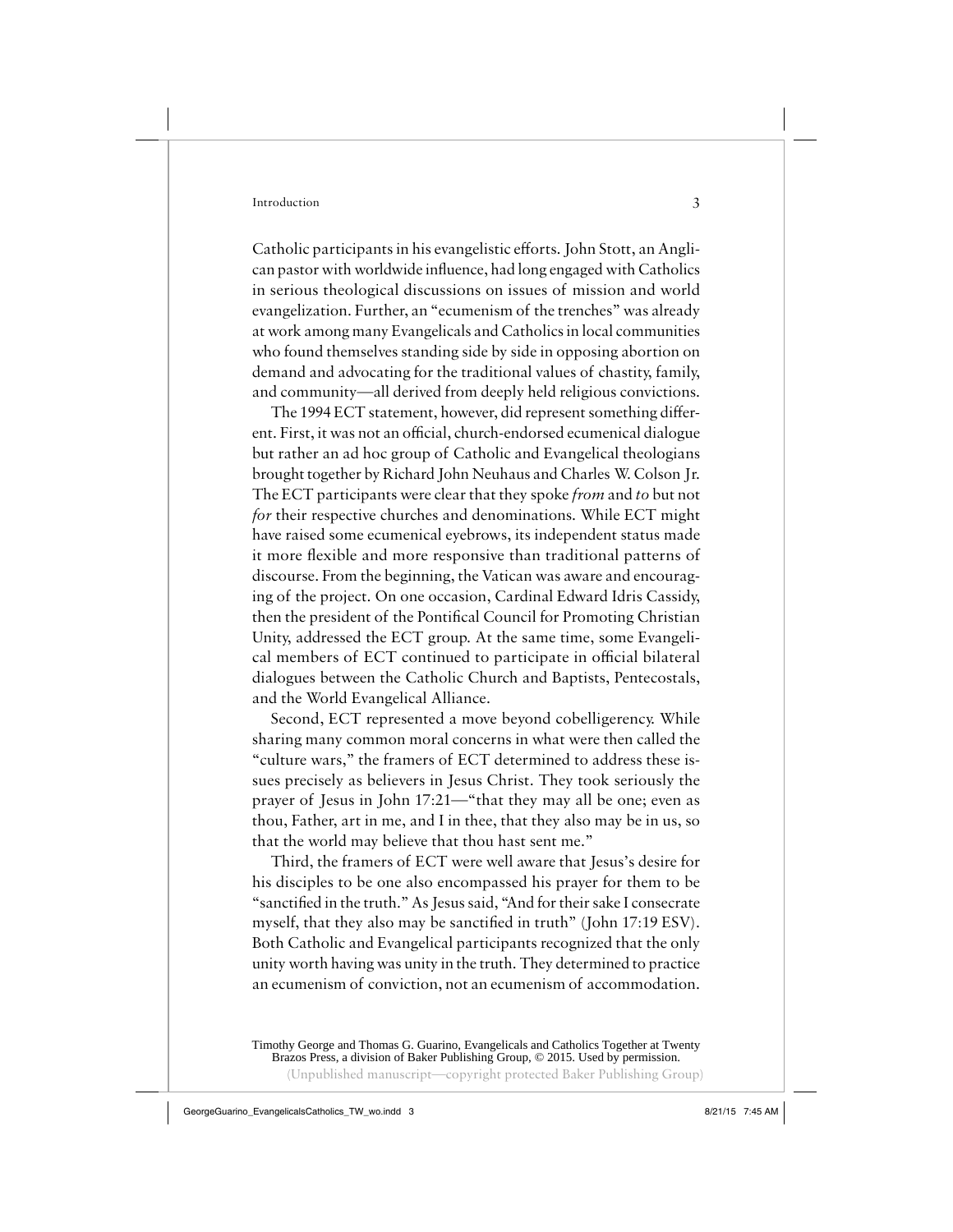Catholic participants in his evangelistic efforts. John Stott, an Anglican pastor with worldwide influence, had long engaged with Catholics in serious theological discussions on issues of mission and world evangelization. Further, an "ecumenism of the trenches" was already at work among many Evangelicals and Catholics in local communities who found themselves standing side by side in opposing abortion on demand and advocating for the traditional values of chastity, family, and community—all derived from deeply held religious convictions.

The 1994 ECT statement, however, did represent something different. First, it was not an official, church-endorsed ecumenical dialogue but rather an ad hoc group of Catholic and Evangelical theologians brought together by Richard John Neuhaus and Charles W. Colson Jr. The ECT participants were clear that they spoke *from* and *to* but not *for* their respective churches and denominations. While ECT might have raised some ecumenical eyebrows, its independent status made it more flexible and more responsive than traditional patterns of discourse. From the beginning, the Vatican was aware and encouraging of the project. On one occasion, Cardinal Edward Idris Cassidy, then the president of the Pontifical Council for Promoting Christian Unity, addressed the ECT group. At the same time, some Evangelical members of ECT continued to participate in official bilateral dialogues between the Catholic Church and Baptists, Pentecostals, and the World Evangelical Alliance.

Second, ECT represented a move beyond cobelligerency. While sharing many common moral concerns in what were then called the "culture wars," the framers of ECT determined to address these issues precisely as believers in Jesus Christ. They took seriously the prayer of Jesus in John 17:21—"that they may all be one; even as thou, Father, art in me, and I in thee, that they also may be in us, so that the world may believe that thou hast sent me."

Third, the framers of ECT were well aware that Jesus's desire for his disciples to be one also encompassed his prayer for them to be "sanctified in the truth." As Jesus said, "And for their sake I consecrate myself, that they also may be sanctified in truth" (John 17:19 ESV). Both Catholic and Evangelical participants recognized that the only unity worth having was unity in the truth. They determined to practice an ecumenism of conviction, not an ecumenism of accommodation.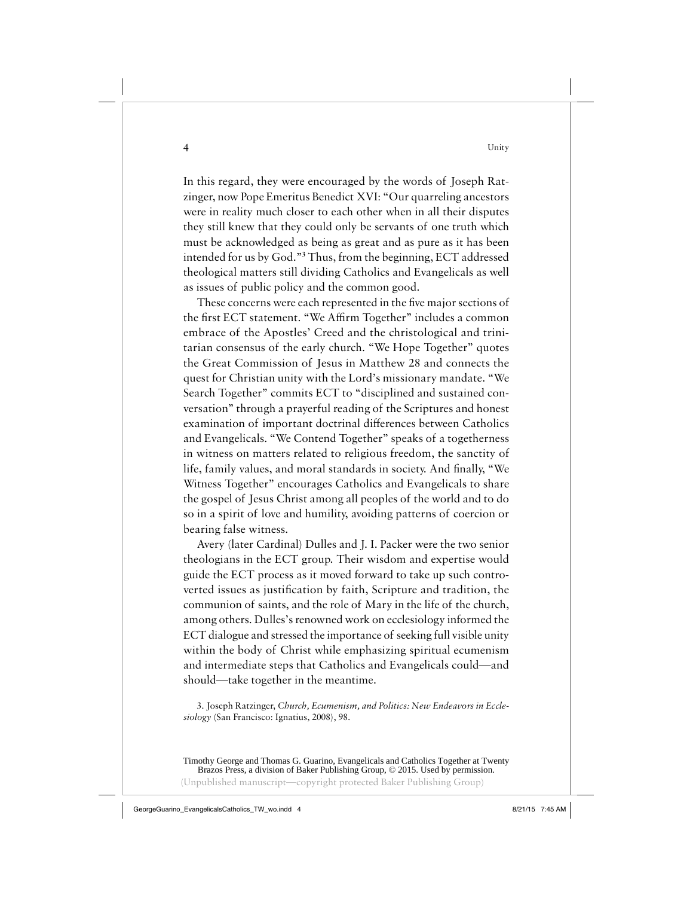In this regard, they were encouraged by the words of Joseph Ratzinger, now Pope Emeritus Benedict XVI: "Our quarreling ancestors were in reality much closer to each other when in all their disputes they still knew that they could only be servants of one truth which must be acknowledged as being as great and as pure as it has been intended for us by God."[3] Thus, from the beginning, ECT addressed theological matters still dividing Catholics and Evangelicals as well as issues of public policy and the common good.

These concerns were each represented in the five major sections of the first ECT statement. "We Affirm Together" includes a common embrace of the Apostles' Creed and the christological and trinitarian consensus of the early church. "We Hope Together" quotes the Great Commission of Jesus in Matthew 28 and connects the quest for Christian unity with the Lord's missionary mandate. "We Search Together" commits ECT to "disciplined and sustained conversation" through a prayerful reading of the Scriptures and honest examination of important doctrinal differences between Catholics and Evangelicals. "We Contend Together" speaks of a togetherness in witness on matters related to religious freedom, the sanctity of life, family values, and moral standards in society. And finally, "We Witness Together" encourages Catholics and Evangelicals to share the gospel of Jesus Christ among all peoples of the world and to do so in a spirit of love and humility, avoiding patterns of coercion or bearing false witness.

Avery (later Cardinal) Dulles and J. I. Packer were the two senior theologians in the ECT group. Their wisdom and expertise would guide the ECT process as it moved forward to take up such controverted issues as justification by faith, Scripture and tradition, the communion of saints, and the role of Mary in the life of the church, among others. Dulles's renowned work on ecclesiology informed the ECT dialogue and stressed the importance of seeking full visible unity within the body of Christ while emphasizing spiritual ecumenism and intermediate steps that Catholics and Evangelicals could—and should—take together in the meantime.

3. Joseph Ratzinger, *Church, Ecumenism, and Politics: New Endeavors in Ecclesiology* (San Francisco: Ignatius, 2008), 98.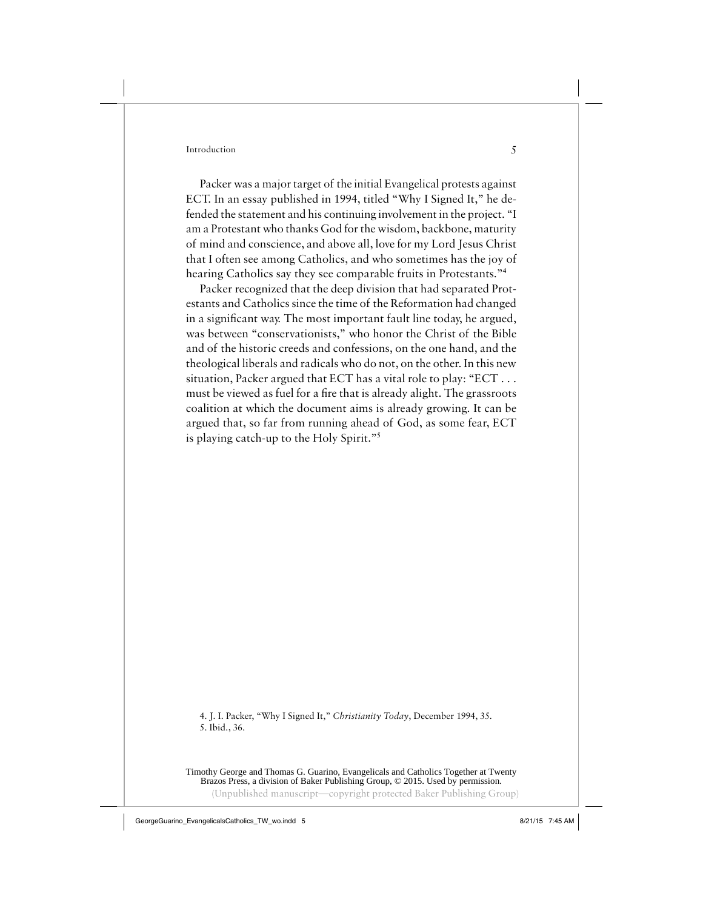Packer was a major target of the initial Evangelical protests against ECT. In an essay published in 1994, titled "Why I Signed It," he defended the statement and his continuing involvement in the project. "I am a Protestant who thanks God for the wisdom, backbone, maturity of mind and conscience, and above all, love for my Lord Jesus Christ that I often see among Catholics, and who sometimes has the joy of hearing Catholics say they see comparable fruits in Protestants."[4]

Packer recognized that the deep division that had separated Protestants and Catholics since the time of the Reformation had changed in a significant way. The most important fault line today, he argued, was between "conservationists," who honor the Christ of the Bible and of the historic creeds and confessions, on the one hand, and the theological liberals and radicals who do not, on the other. In this new situation, Packer argued that ECT has a vital role to play: "ECT . . . must be viewed as fuel for a fire that is already alight. The grassroots coalition at which the document aims is already growing. It can be argued that, so far from running ahead of God, as some fear, ECT is playing catch-up to the Holy Spirit."[5]

4. J. I. Packer, "Why I Signed It," *Christianity Today*, December 1994, 35.
5. Ibid., 36.

Timothy George and Thomas G. Guarino, Evangelicals and Catholics Together at Twenty
Brazos Press, a division of Baker Publishing Group, © 2015. Used by permission.
(Unpublished manuscript—copyright protected Baker Publishing Group)